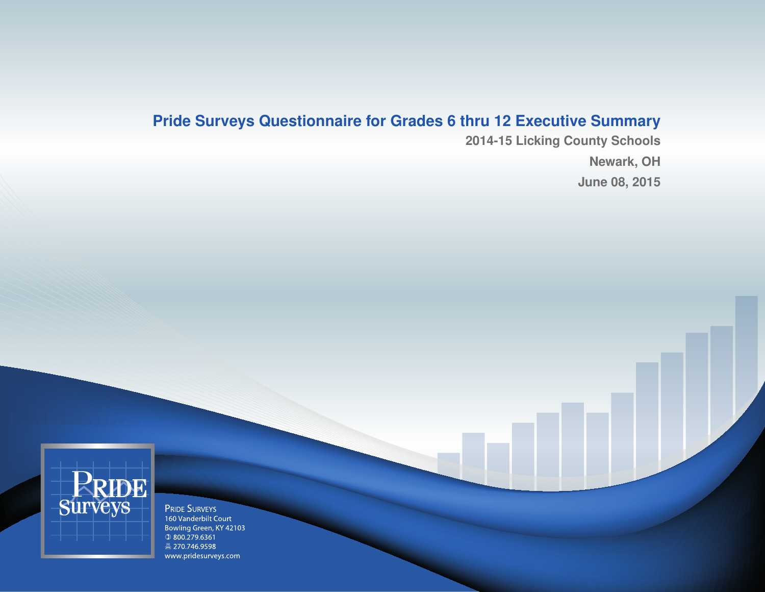# Pride Surveys Questionnaire for Grades 6 thru 12 Executive Summary

**2014-15 Licking County Schools**

**Newark, OH**

**June 08, 2015**

PRIDE SURVEYS
160 Vanderbilt Court
Bowling Green, KY 42103
800.279.6361
270.746.9598
www.pridesurveys.com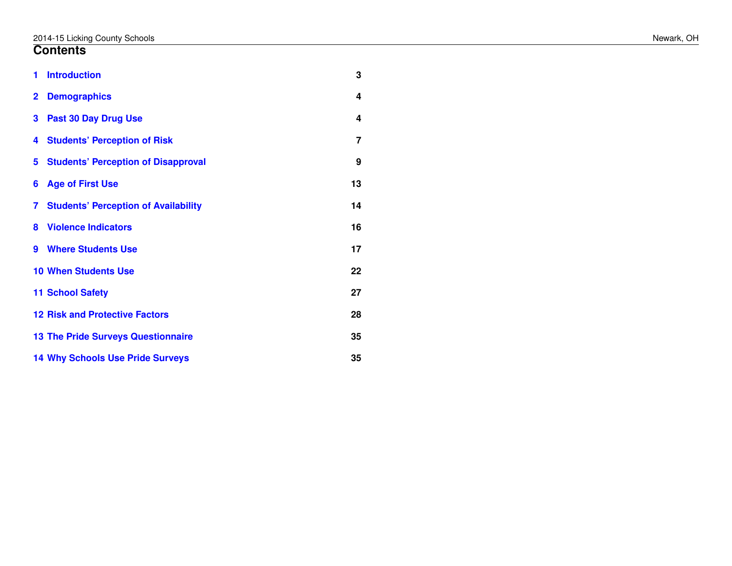# Contents

| | | |
|---|---|---|
| 1 | Introduction | 3 |
| 2 | Demographics | 4 |
| 3 | Past 30 Day Drug Use | 4 |
| 4 | Students' Perception of Risk | 7 |
| 5 | Students' Perception of Disapproval | 9 |
| 6 | Age of First Use | 13 |
| 7 | Students' Perception of Availability | 14 |
| 8 | Violence Indicators | 16 |
| 9 | Where Students Use | 17 |
| 10 | When Students Use | 22 |
| 11 | School Safety | 27 |
| 12 | Risk and Protective Factors | 28 |
| 13 | The Pride Surveys Questionnaire | 35 |
| 14 | Why Schools Use Pride Surveys | 35 |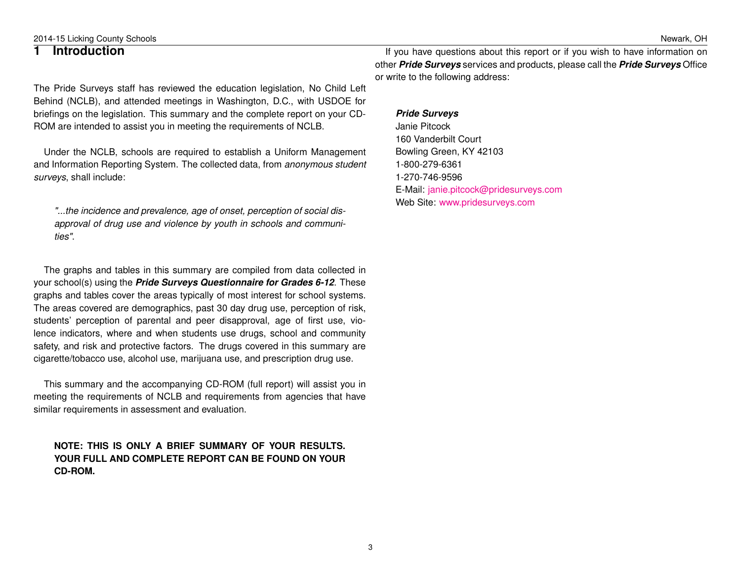# 1 Introduction

The Pride Surveys staff has reviewed the education legislation, No Child Left Behind (NCLB), and attended meetings in Washington, D.C., with USDOE for briefings on the legislation. This summary and the complete report on your CD-ROM are intended to assist you in meeting the requirements of NCLB.

Under the NCLB, schools are required to establish a Uniform Management and Information Reporting System. The collected data, from *anonymous student surveys*, shall include:

> *"...the incidence and prevalence, age of onset, perception of social disapproval of drug use and violence by youth in schools and communities".*

The graphs and tables in this summary are compiled from data collected in your school(s) using the ***Pride Surveys Questionnaire for Grades 6-12***. These graphs and tables cover the areas typically of most interest for school systems. The areas covered are demographics, past 30 day drug use, perception of risk, students' perception of parental and peer disapproval, age of first use, violence indicators, where and when students use drugs, school and community safety, and risk and protective factors. The drugs covered in this summary are cigarette/tobacco use, alcohol use, marijuana use, and prescription drug use.

This summary and the accompanying CD-ROM (full report) will assist you in meeting the requirements of NCLB and requirements from agencies that have similar requirements in assessment and evaluation.

**NOTE: THIS IS ONLY A BRIEF SUMMARY OF YOUR RESULTS. YOUR FULL AND COMPLETE REPORT CAN BE FOUND ON YOUR CD-ROM.**

If you have questions about this report or if you wish to have information on other ***Pride Surveys*** services and products, please call the ***Pride Surveys*** Office or write to the following address:

***Pride Surveys***
Janie Pitcock
160 Vanderbilt Court
Bowling Green, KY 42103
1-800-279-6361
1-270-746-9596
E-Mail: janie.pitcock@pridesurveys.com
Web Site: www.pridesurveys.com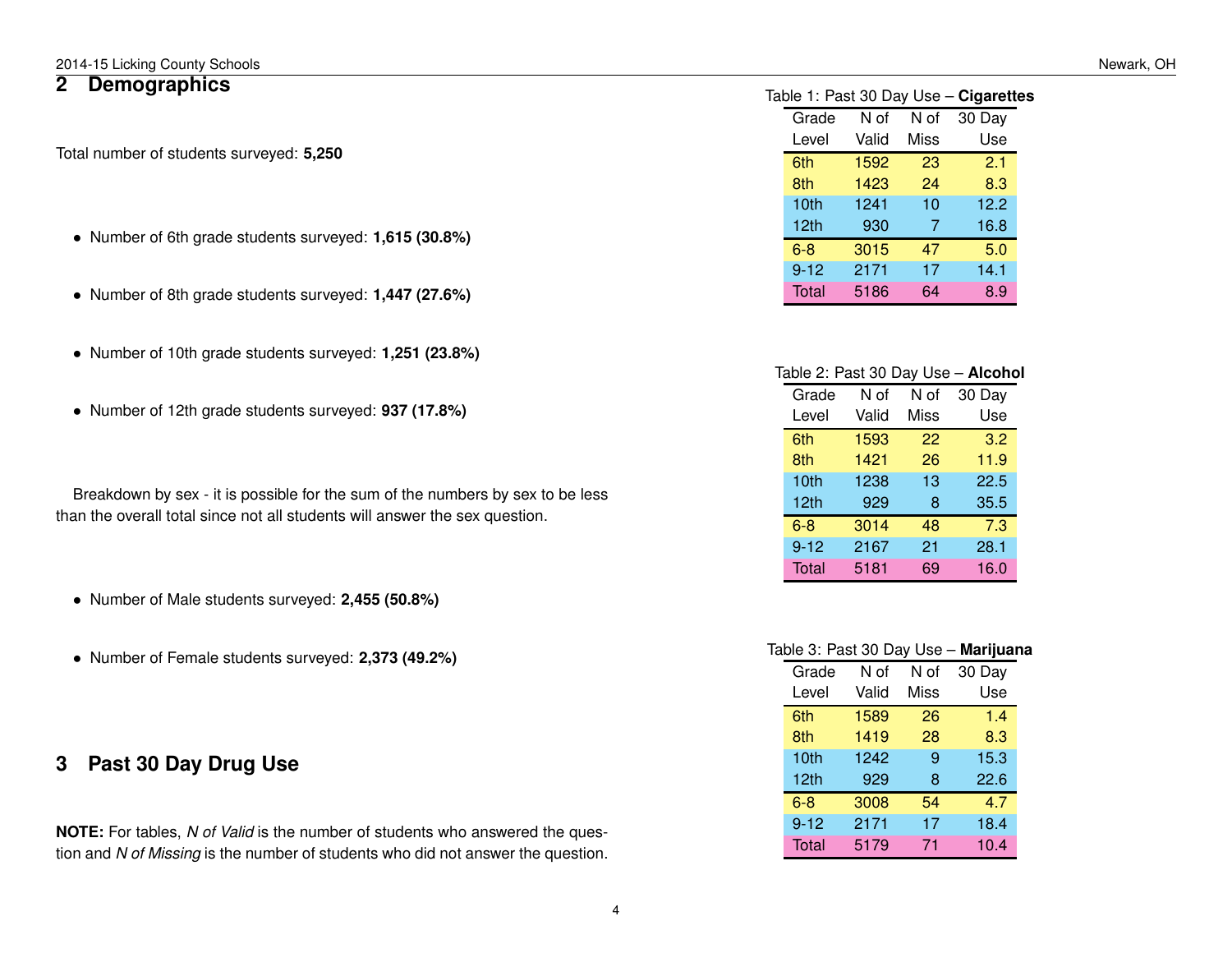## 2 Demographics

Total number of students surveyed: **5,250**

- Number of 6th grade students surveyed: **1,615 (30.8%)**
- Number of 8th grade students surveyed: **1,447 (27.6%)**
- Number of 10th grade students surveyed: **1,251 (23.8%)**
- Number of 12th grade students surveyed: **937 (17.8%)**

Breakdown by sex - it is possible for the sum of the numbers by sex to be less than the overall total since not all students will answer the sex question.

- Number of Male students surveyed: **2,455 (50.8%)**
- Number of Female students surveyed: **2,373 (49.2%)**

## 3 Past 30 Day Drug Use

**NOTE:** For tables, *N of Valid* is the number of students who answered the question and *N of Missing* is the number of students who did not answer the question.

Table 1: Past 30 Day Use – **Cigarettes**

| Grade Level | N of Valid | N of Miss | 30 Day Use |
|---|---|---|---|
| 6th | 1592 | 23 | 2.1 |
| 8th | 1423 | 24 | 8.3 |
| 10th | 1241 | 10 | 12.2 |
| 12th | 930 | 7 | 16.8 |
| 6-8 | 3015 | 47 | 5.0 |
| 9-12 | 2171 | 17 | 14.1 |
| Total | 5186 | 64 | 8.9 |

Table 2: Past 30 Day Use – **Alcohol**

| Grade Level | N of Valid | N of Miss | 30 Day Use |
|---|---|---|---|
| 6th | 1593 | 22 | 3.2 |
| 8th | 1421 | 26 | 11.9 |
| 10th | 1238 | 13 | 22.5 |
| 12th | 929 | 8 | 35.5 |
| 6-8 | 3014 | 48 | 7.3 |
| 9-12 | 2167 | 21 | 28.1 |
| Total | 5181 | 69 | 16.0 |

Table 3: Past 30 Day Use – **Marijuana**

| Grade Level | N of Valid | N of Miss | 30 Day Use |
|---|---|---|---|
| 6th | 1589 | 26 | 1.4 |
| 8th | 1419 | 28 | 8.3 |
| 10th | 1242 | 9 | 15.3 |
| 12th | 929 | 8 | 22.6 |
| 6-8 | 3008 | 54 | 4.7 |
| 9-12 | 2171 | 17 | 18.4 |
| Total | 5179 | 71 | 10.4 |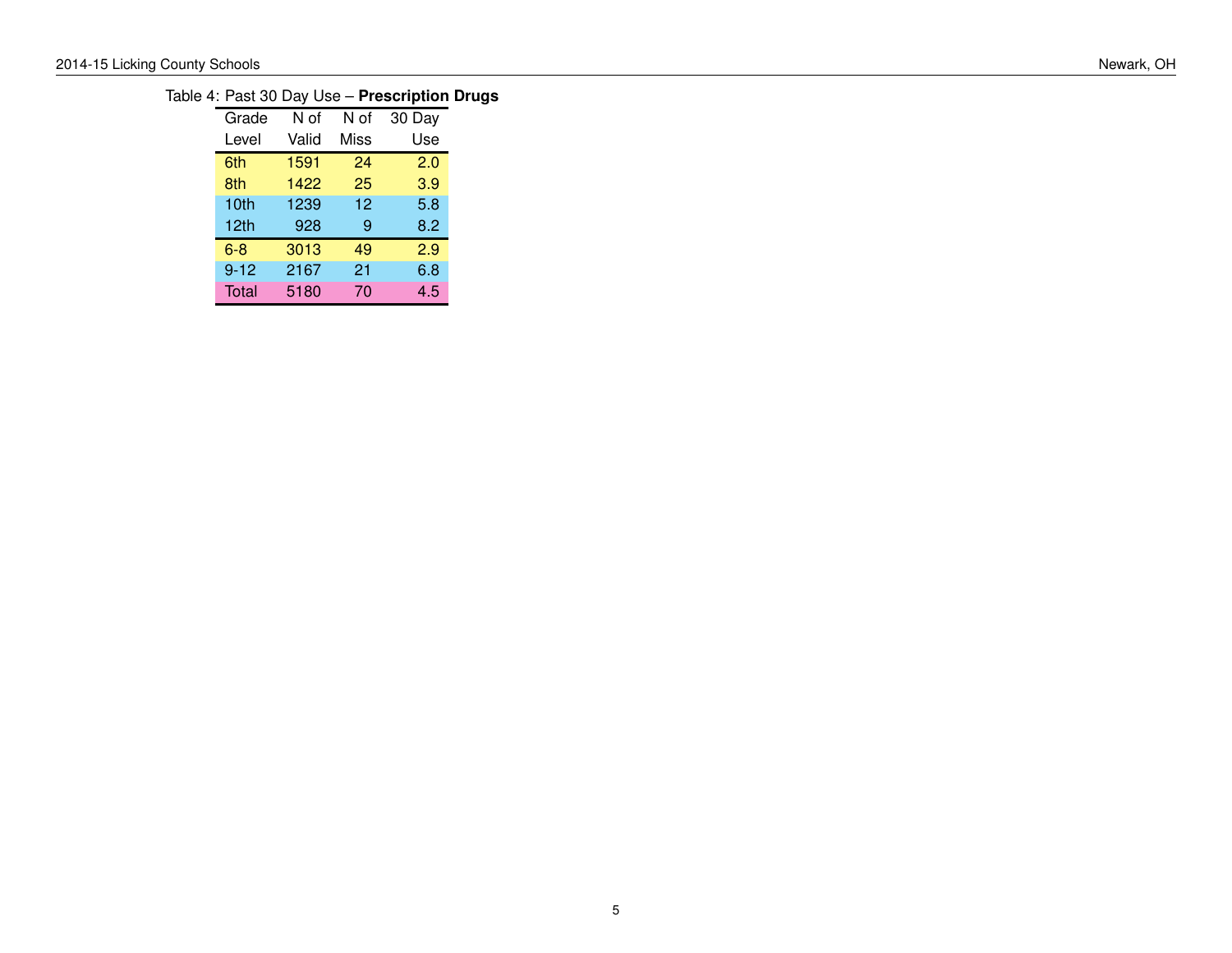Table 4: Past 30 Day Use – **Prescription Drugs**

| Grade Level | N of Valid | N of Miss | 30 Day Use |
|---|---|---|---|
| 6th | 1591 | 24 | 2.0 |
| 8th | 1422 | 25 | 3.9 |
| 10th | 1239 | 12 | 5.8 |
| 12th | 928 | 9 | 8.2 |
| 6-8 | 3013 | 49 | 2.9 |
| 9-12 | 2167 | 21 | 6.8 |
| Total | 5180 | 70 | 4.5 |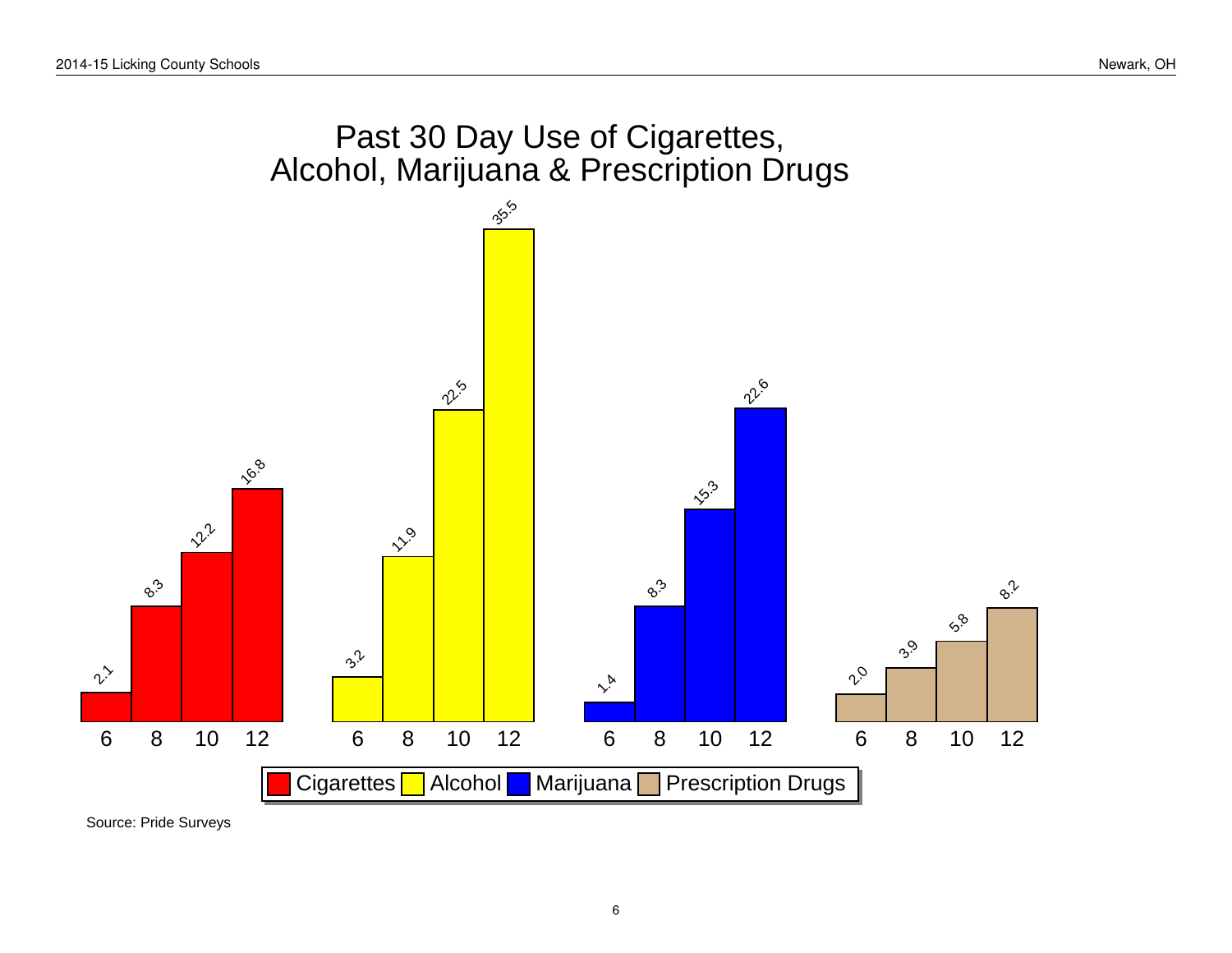# Past 30 Day Use of Cigarettes, Alcohol, Marijuana & Prescription Drugs

| Grade | Cigarettes | Alcohol | Marijuana | Prescription Drugs |
|---|---|---|---|---|
| 6 | 2.1 | 3.2 | 1.4 | 2.0 |
| 8 | 8.3 | 11.9 | 8.3 | 3.9 |
| 10 | 12.2 | 22.5 | 15.3 | 5.8 |
| 12 | 16.8 | 35.5 | 22.6 | 8.2 |

Source: Pride Surveys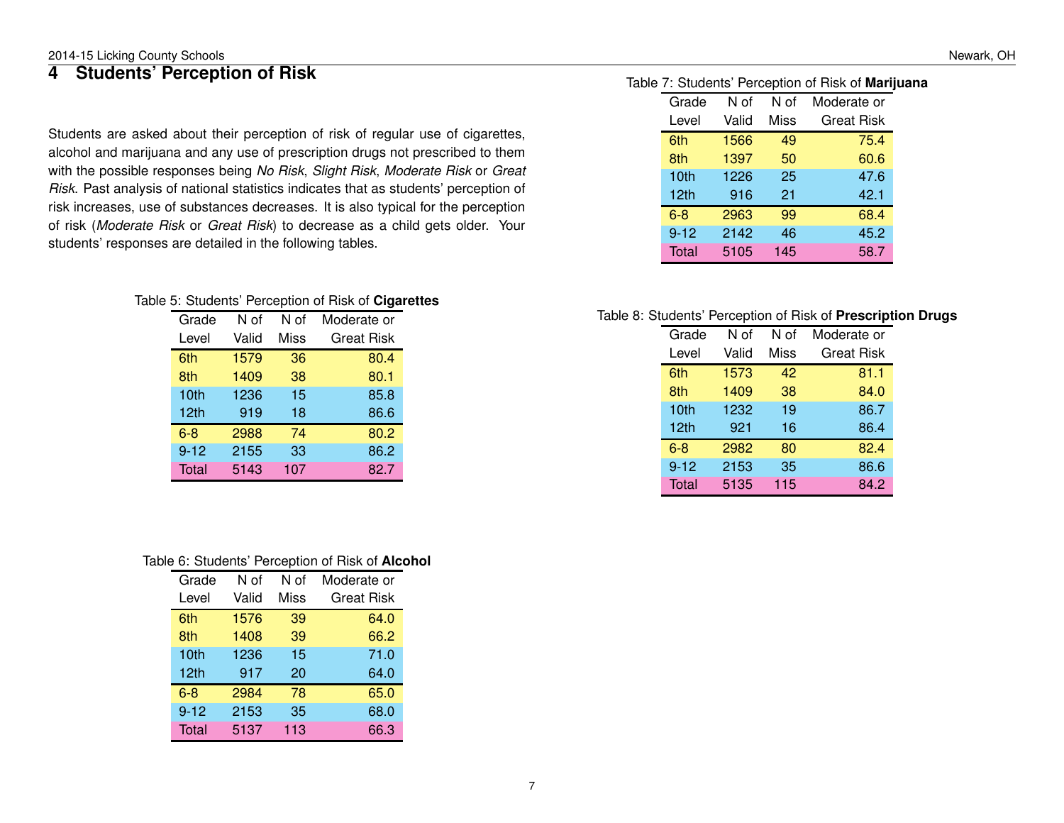# 4 Students' Perception of Risk

Students are asked about their perception of risk of regular use of cigarettes, alcohol and marijuana and any use of prescription drugs not prescribed to them with the possible responses being *No Risk*, *Slight Risk*, *Moderate Risk* or *Great Risk*. Past analysis of national statistics indicates that as students' perception of risk increases, use of substances decreases. It is also typical for the perception of risk (*Moderate Risk* or *Great Risk*) to decrease as a child gets older. Your students' responses are detailed in the following tables.

Table 5: Students' Perception of Risk of **Cigarettes**

| Grade Level | N of Valid | N of Miss | Moderate or Great Risk |
|---|---|---|---|
| 6th | 1579 | 36 | 80.4 |
| 8th | 1409 | 38 | 80.1 |
| 10th | 1236 | 15 | 85.8 |
| 12th | 919 | 18 | 86.6 |
| 6-8 | 2988 | 74 | 80.2 |
| 9-12 | 2155 | 33 | 86.2 |
| Total | 5143 | 107 | 82.7 |

Table 6: Students' Perception of Risk of **Alcohol**

| Grade Level | N of Valid | N of Miss | Moderate or Great Risk |
|---|---|---|---|
| 6th | 1576 | 39 | 64.0 |
| 8th | 1408 | 39 | 66.2 |
| 10th | 1236 | 15 | 71.0 |
| 12th | 917 | 20 | 64.0 |
| 6-8 | 2984 | 78 | 65.0 |
| 9-12 | 2153 | 35 | 68.0 |
| Total | 5137 | 113 | 66.3 |

Table 7: Students' Perception of Risk of **Marijuana**

| Grade Level | N of Valid | N of Miss | Moderate or Great Risk |
|---|---|---|---|
| 6th | 1566 | 49 | 75.4 |
| 8th | 1397 | 50 | 60.6 |
| 10th | 1226 | 25 | 47.6 |
| 12th | 916 | 21 | 42.1 |
| 6-8 | 2963 | 99 | 68.4 |
| 9-12 | 2142 | 46 | 45.2 |
| Total | 5105 | 145 | 58.7 |

Table 8: Students' Perception of Risk of **Prescription Drugs**

| Grade Level | N of Valid | N of Miss | Moderate or Great Risk |
|---|---|---|---|
| 6th | 1573 | 42 | 81.1 |
| 8th | 1409 | 38 | 84.0 |
| 10th | 1232 | 19 | 86.7 |
| 12th | 921 | 16 | 86.4 |
| 6-8 | 2982 | 80 | 82.4 |
| 9-12 | 2153 | 35 | 86.6 |
| Total | 5135 | 115 | 84.2 |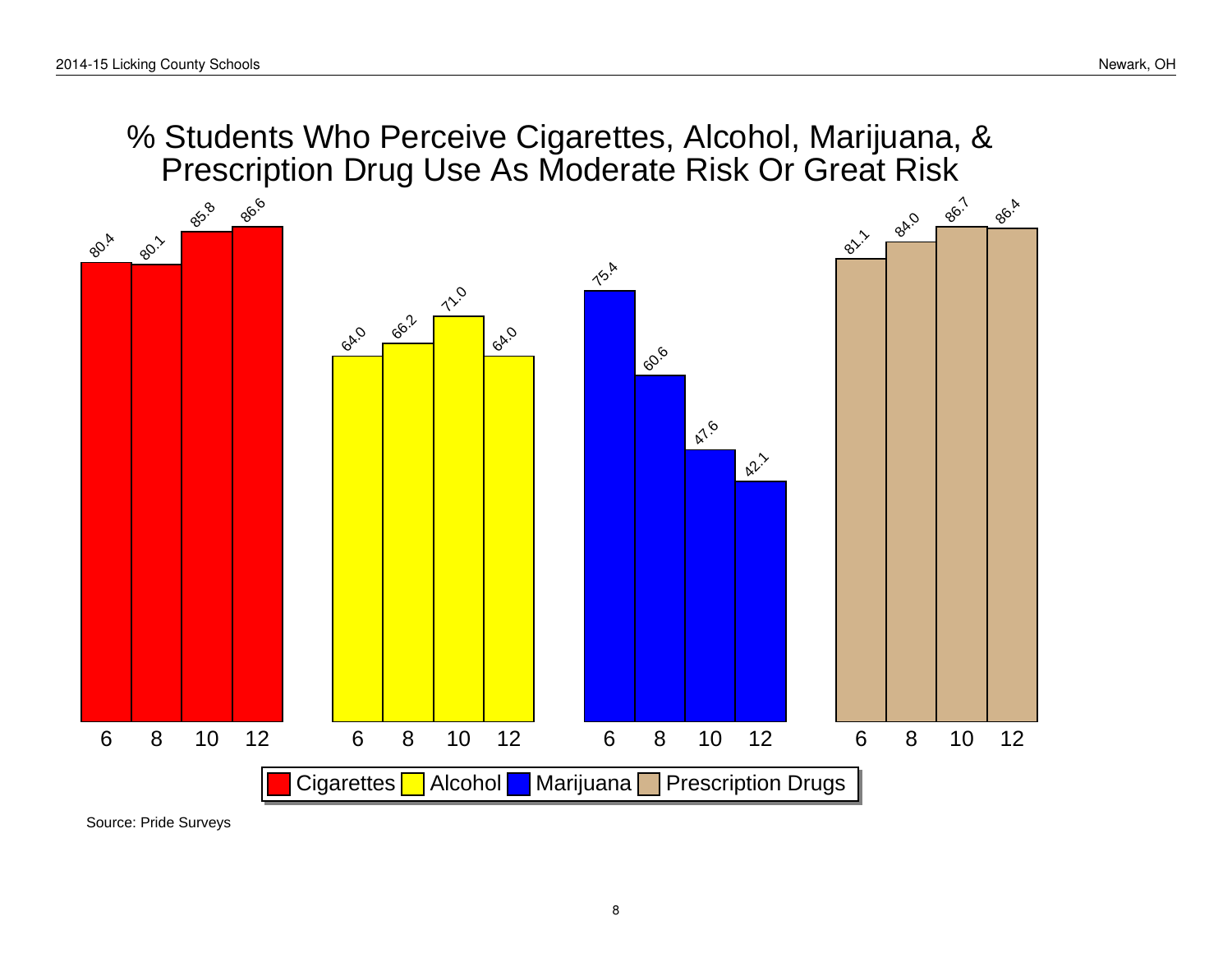# % Students Who Perceive Cigarettes, Alcohol, Marijuana, & Prescription Drug Use As Moderate Risk Or Great Risk

| Grade | Cigarettes | Alcohol | Marijuana | Prescription Drugs |
|---|---|---|---|---|
| 6 | 80.4 | 64.0 | 75.4 | 81.1 |
| 8 | 80.1 | 66.2 | 60.6 | 84.0 |
| 10 | 85.8 | 71.0 | 47.6 | 86.7 |
| 12 | 86.6 | 64.0 | 42.1 | 86.4 |

Source: Pride Surveys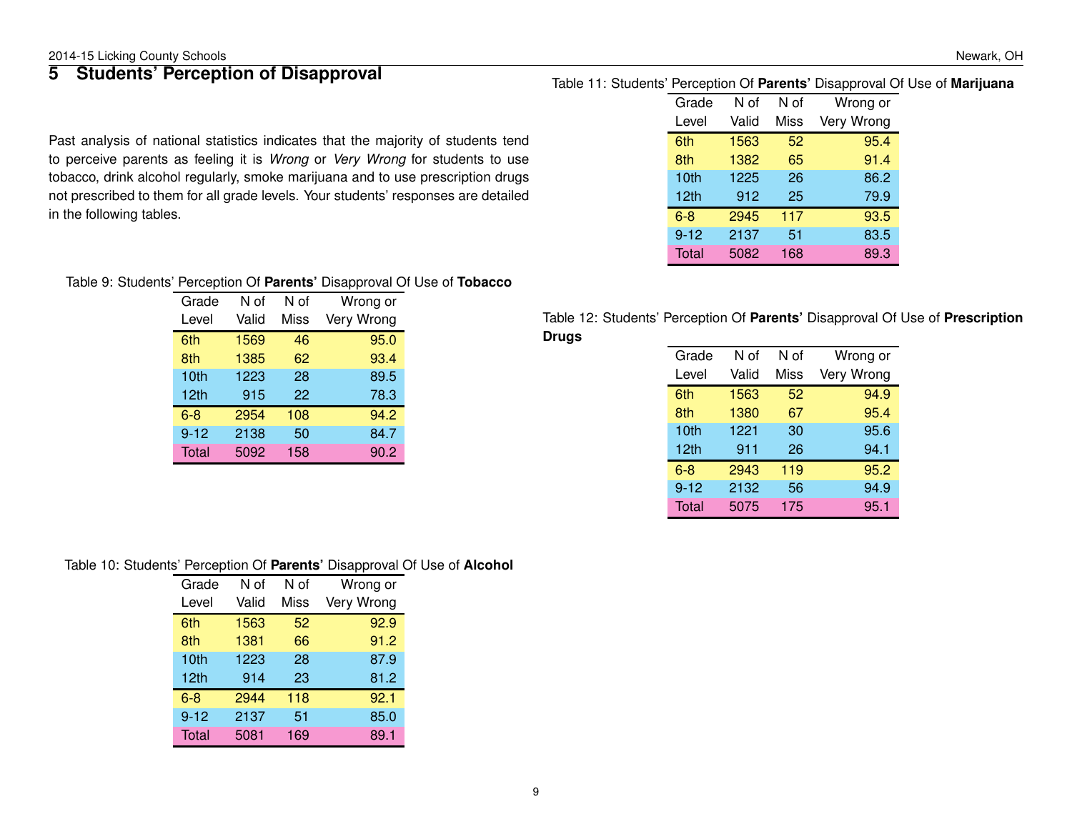## 5 Students' Perception of Disapproval

Past analysis of national statistics indicates that the majority of students tend to perceive parents as feeling it is *Wrong* or *Very Wrong* for students to use tobacco, drink alcohol regularly, smoke marijuana and to use prescription drugs not prescribed to them for all grade levels. Your students' responses are detailed in the following tables.

Table 9: Students' Perception Of **Parents'** Disapproval Of Use of **Tobacco**

| Grade Level | N of Valid | N of Miss | Wrong or Very Wrong |
|---|---|---|---|
| 6th | 1569 | 46 | 95.0 |
| 8th | 1385 | 62 | 93.4 |
| 10th | 1223 | 28 | 89.5 |
| 12th | 915 | 22 | 78.3 |
| 6-8 | 2954 | 108 | 94.2 |
| 9-12 | 2138 | 50 | 84.7 |
| Total | 5092 | 158 | 90.2 |

Table 10: Students' Perception Of **Parents'** Disapproval Of Use of **Alcohol**

| Grade Level | N of Valid | N of Miss | Wrong or Very Wrong |
|---|---|---|---|
| 6th | 1563 | 52 | 92.9 |
| 8th | 1381 | 66 | 91.2 |
| 10th | 1223 | 28 | 87.9 |
| 12th | 914 | 23 | 81.2 |
| 6-8 | 2944 | 118 | 92.1 |
| 9-12 | 2137 | 51 | 85.0 |
| Total | 5081 | 169 | 89.1 |

Table 11: Students' Perception Of **Parents'** Disapproval Of Use of **Marijuana**

| Grade Level | N of Valid | N of Miss | Wrong or Very Wrong |
|---|---|---|---|
| 6th | 1563 | 52 | 95.4 |
| 8th | 1382 | 65 | 91.4 |
| 10th | 1225 | 26 | 86.2 |
| 12th | 912 | 25 | 79.9 |
| 6-8 | 2945 | 117 | 93.5 |
| 9-12 | 2137 | 51 | 83.5 |
| Total | 5082 | 168 | 89.3 |

Table 12: Students' Perception Of **Parents'** Disapproval Of Use of **Prescription Drugs**

| Grade Level | N of Valid | N of Miss | Wrong or Very Wrong |
|---|---|---|---|
| 6th | 1563 | 52 | 94.9 |
| 8th | 1380 | 67 | 95.4 |
| 10th | 1221 | 30 | 95.6 |
| 12th | 911 | 26 | 94.1 |
| 6-8 | 2943 | 119 | 95.2 |
| 9-12 | 2132 | 56 | 94.9 |
| Total | 5075 | 175 | 95.1 |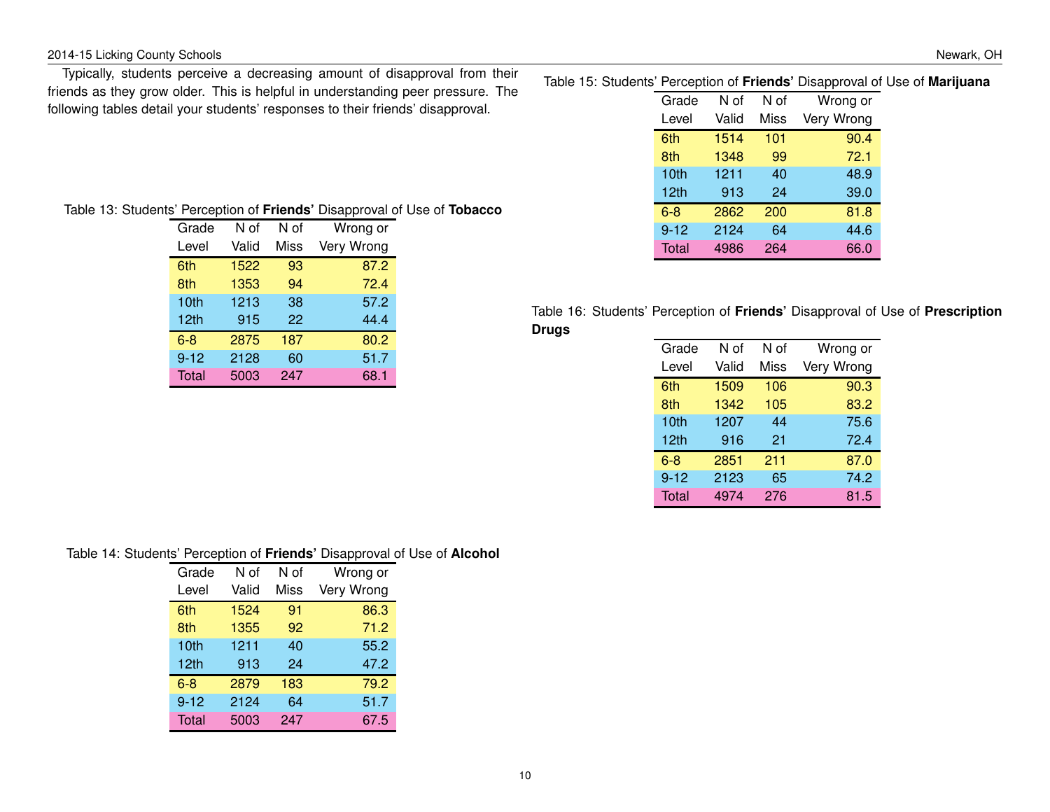Typically, students perceive a decreasing amount of disapproval from their friends as they grow older. This is helpful in understanding peer pressure. The following tables detail your students' responses to their friends' disapproval.

Table 13: Students' Perception of **Friends'** Disapproval of Use of **Tobacco**

| Grade Level | N of Valid | N of Miss | Wrong or Very Wrong |
|---|---|---|---|
| 6th | 1522 | 93 | 87.2 |
| 8th | 1353 | 94 | 72.4 |
| 10th | 1213 | 38 | 57.2 |
| 12th | 915 | 22 | 44.4 |
| 6-8 | 2875 | 187 | 80.2 |
| 9-12 | 2128 | 60 | 51.7 |
| Total | 5003 | 247 | 68.1 |

Table 14: Students' Perception of **Friends'** Disapproval of Use of **Alcohol**

| Grade Level | N of Valid | N of Miss | Wrong or Very Wrong |
|---|---|---|---|
| 6th | 1524 | 91 | 86.3 |
| 8th | 1355 | 92 | 71.2 |
| 10th | 1211 | 40 | 55.2 |
| 12th | 913 | 24 | 47.2 |
| 6-8 | 2879 | 183 | 79.2 |
| 9-12 | 2124 | 64 | 51.7 |
| Total | 5003 | 247 | 67.5 |

Table 15: Students' Perception of **Friends'** Disapproval of Use of **Marijuana**

| Grade Level | N of Valid | N of Miss | Wrong or Very Wrong |
|---|---|---|---|
| 6th | 1514 | 101 | 90.4 |
| 8th | 1348 | 99 | 72.1 |
| 10th | 1211 | 40 | 48.9 |
| 12th | 913 | 24 | 39.0 |
| 6-8 | 2862 | 200 | 81.8 |
| 9-12 | 2124 | 64 | 44.6 |
| Total | 4986 | 264 | 66.0 |

Table 16: Students' Perception of **Friends'** Disapproval of Use of **Prescription Drugs**

| Grade Level | N of Valid | N of Miss | Wrong or Very Wrong |
|---|---|---|---|
| 6th | 1509 | 106 | 90.3 |
| 8th | 1342 | 105 | 83.2 |
| 10th | 1207 | 44 | 75.6 |
| 12th | 916 | 21 | 72.4 |
| 6-8 | 2851 | 211 | 87.0 |
| 9-12 | 2123 | 65 | 74.2 |
| Total | 4974 | 276 | 81.5 |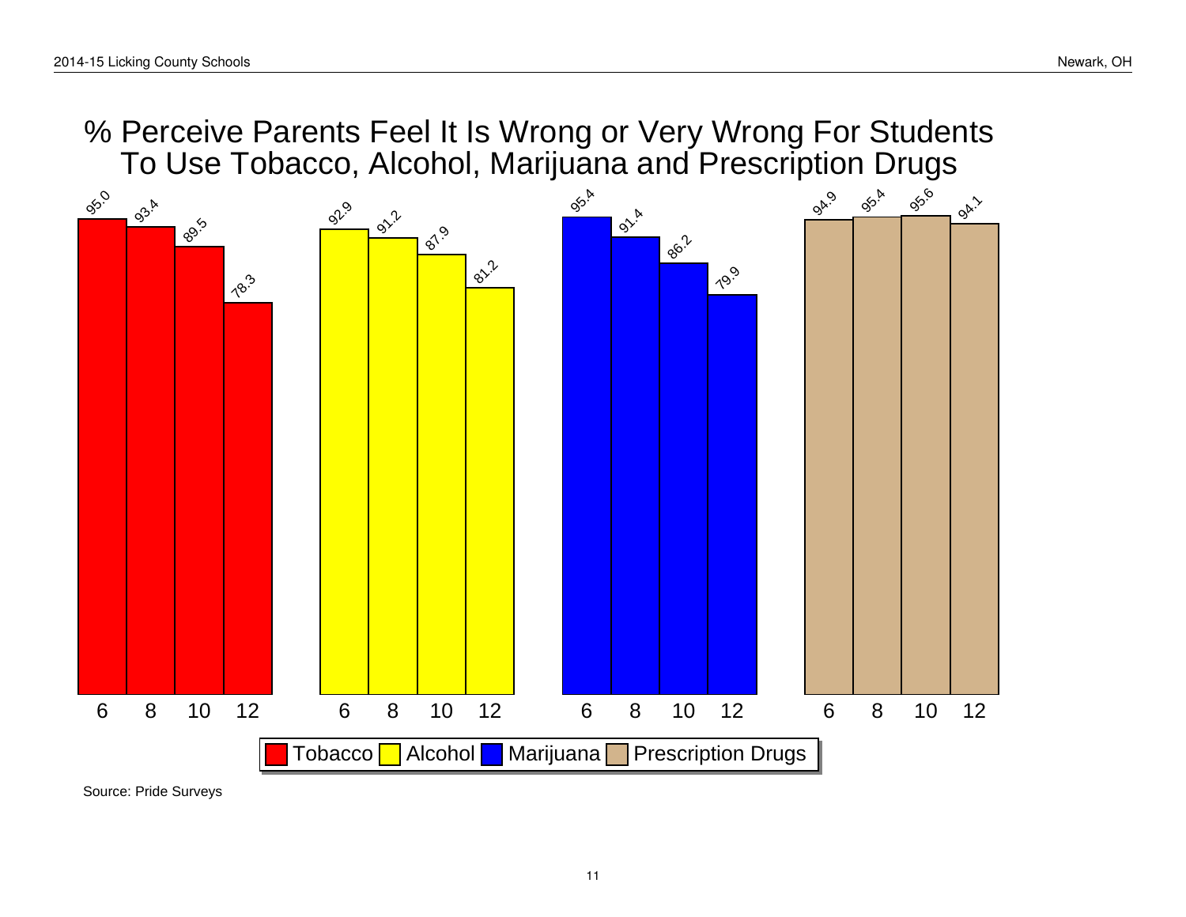# % Perceive Parents Feel It Is Wrong or Very Wrong For Students To Use Tobacco, Alcohol, Marijuana and Prescription Drugs

| Grade | Tobacco | Alcohol | Marijuana | Prescription Drugs |
|---|---|---|---|---|
| 6 | 95.0 | 92.9 | 95.4 | 94.9 |
| 8 | 93.4 | 91.2 | 91.4 | 95.4 |
| 10 | 89.5 | 87.9 | 86.2 | 95.6 |
| 12 | 78.3 | 81.2 | 79.9 | 94.1 |

Source: Pride Surveys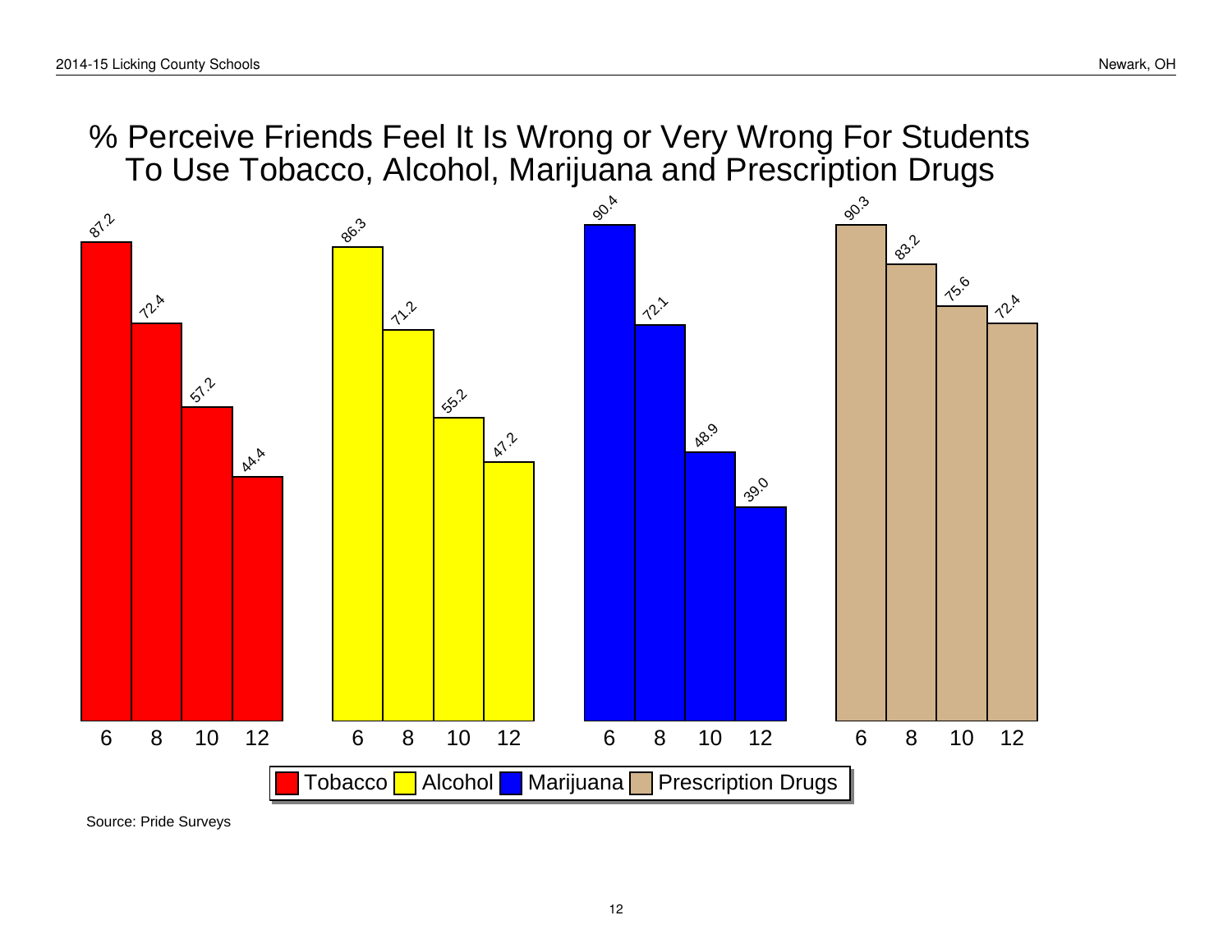# % Perceive Friends Feel It Is Wrong or Very Wrong For Students To Use Tobacco, Alcohol, Marijuana and Prescription Drugs

| Grade | Tobacco | Alcohol | Marijuana | Prescription Drugs |
|---|---|---|---|---|
| 6 | 87.2 | 86.3 | 90.4 | 90.3 |
| 8 | 72.4 | 71.2 | 72.1 | 83.2 |
| 10 | 57.2 | 55.2 | 48.9 | 75.6 |
| 12 | 44.4 | 47.2 | 39.0 | 72.4 |

Source: Pride Surveys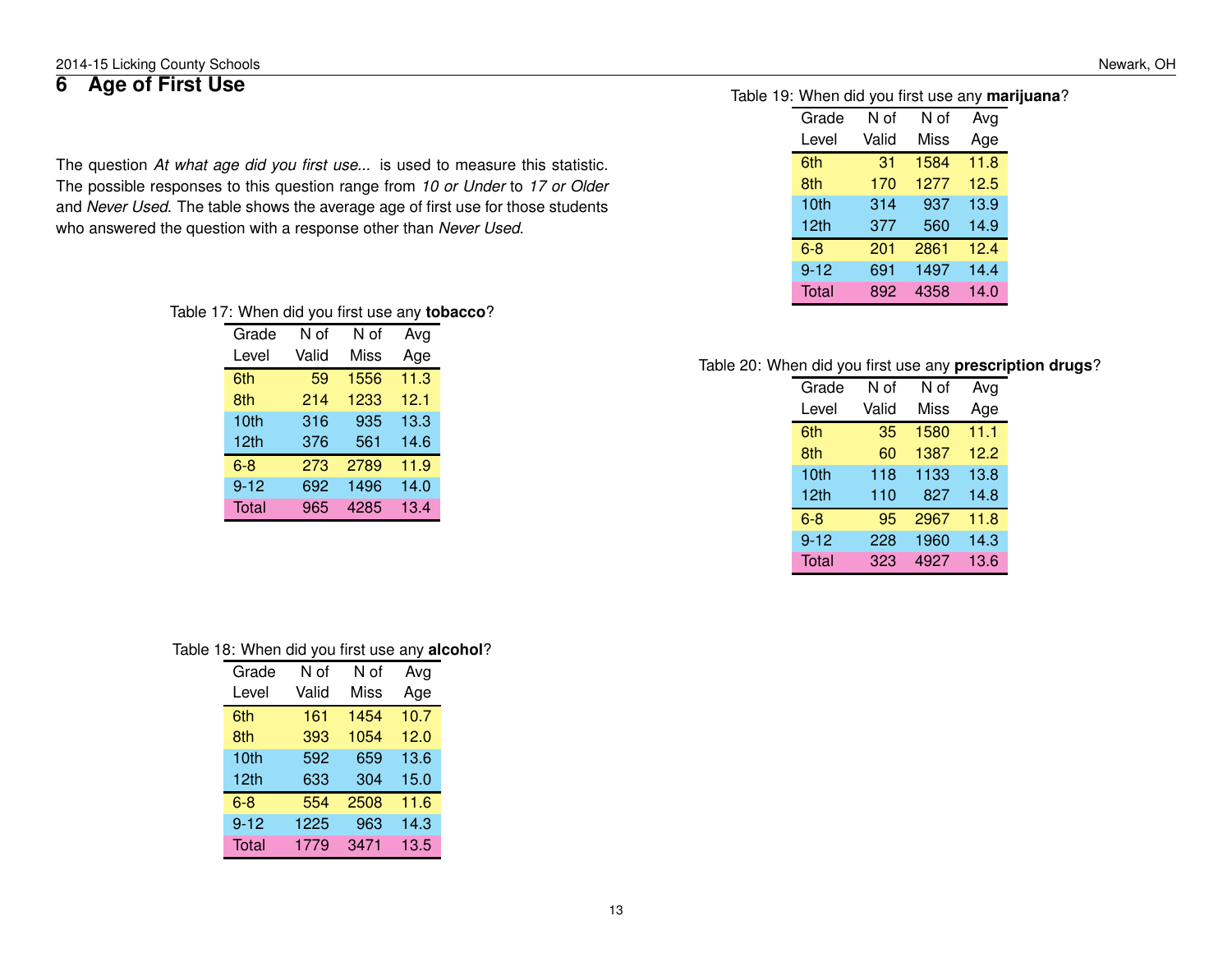# 6 Age of First Use

The question *At what age did you first use...* is used to measure this statistic. The possible responses to this question range from *10 or Under* to *17 or Older* and *Never Used*. The table shows the average age of first use for those students who answered the question with a response other than *Never Used*.

Table 17: When did you first use any **tobacco**?

| Grade Level | N of Valid | N of Miss | Avg Age |
|---|---|---|---|
| 6th | 59 | 1556 | 11.3 |
| 8th | 214 | 1233 | 12.1 |
| 10th | 316 | 935 | 13.3 |
| 12th | 376 | 561 | 14.6 |
| 6-8 | 273 | 2789 | 11.9 |
| 9-12 | 692 | 1496 | 14.0 |
| Total | 965 | 4285 | 13.4 |

Table 18: When did you first use any **alcohol**?

| Grade Level | N of Valid | N of Miss | Avg Age |
|---|---|---|---|
| 6th | 161 | 1454 | 10.7 |
| 8th | 393 | 1054 | 12.0 |
| 10th | 592 | 659 | 13.6 |
| 12th | 633 | 304 | 15.0 |
| 6-8 | 554 | 2508 | 11.6 |
| 9-12 | 1225 | 963 | 14.3 |
| Total | 1779 | 3471 | 13.5 |

Table 19: When did you first use any **marijuana**?

| Grade Level | N of Valid | N of Miss | Avg Age |
|---|---|---|---|
| 6th | 31 | 1584 | 11.8 |
| 8th | 170 | 1277 | 12.5 |
| 10th | 314 | 937 | 13.9 |
| 12th | 377 | 560 | 14.9 |
| 6-8 | 201 | 2861 | 12.4 |
| 9-12 | 691 | 1497 | 14.4 |
| Total | 892 | 4358 | 14.0 |

Table 20: When did you first use any **prescription drugs**?

| Grade Level | N of Valid | N of Miss | Avg Age |
|---|---|---|---|
| 6th | 35 | 1580 | 11.1 |
| 8th | 60 | 1387 | 12.2 |
| 10th | 118 | 1133 | 13.8 |
| 12th | 110 | 827 | 14.8 |
| 6-8 | 95 | 2967 | 11.8 |
| 9-12 | 228 | 1960 | 14.3 |
| Total | 323 | 4927 | 13.6 |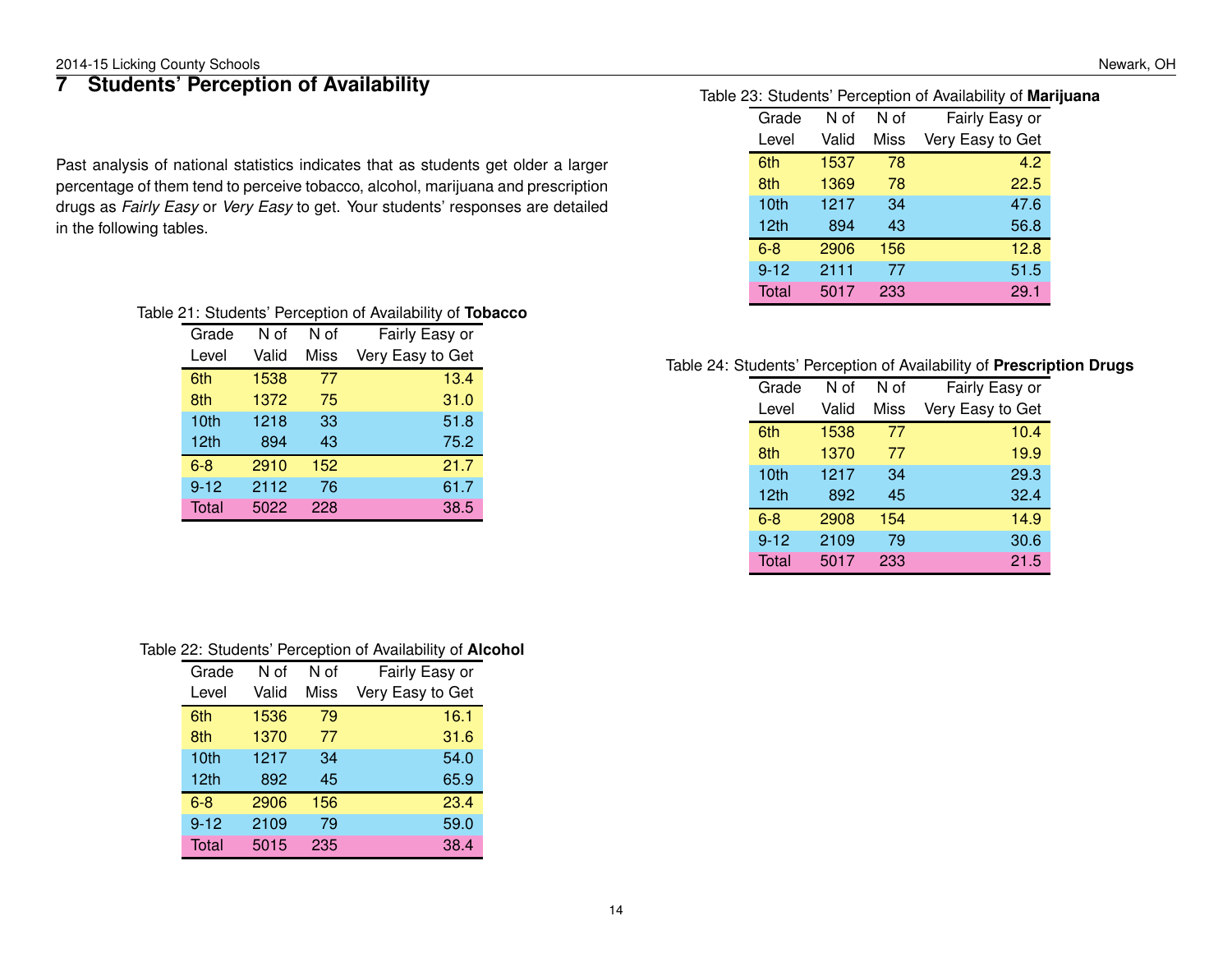# 7 Students' Perception of Availability

Past analysis of national statistics indicates that as students get older a larger percentage of them tend to perceive tobacco, alcohol, marijuana and prescription drugs as *Fairly Easy* or *Very Easy* to get. Your students' responses are detailed in the following tables.

Table 21: Students' Perception of Availability of **Tobacco**

| Grade Level | N of Valid | N of Miss | Fairly Easy or Very Easy to Get |
|---|---|---|---|
| 6th | 1538 | 77 | 13.4 |
| 8th | 1372 | 75 | 31.0 |
| 10th | 1218 | 33 | 51.8 |
| 12th | 894 | 43 | 75.2 |
| 6-8 | 2910 | 152 | 21.7 |
| 9-12 | 2112 | 76 | 61.7 |
| Total | 5022 | 228 | 38.5 |

Table 22: Students' Perception of Availability of **Alcohol**

| Grade Level | N of Valid | N of Miss | Fairly Easy or Very Easy to Get |
|---|---|---|---|
| 6th | 1536 | 79 | 16.1 |
| 8th | 1370 | 77 | 31.6 |
| 10th | 1217 | 34 | 54.0 |
| 12th | 892 | 45 | 65.9 |
| 6-8 | 2906 | 156 | 23.4 |
| 9-12 | 2109 | 79 | 59.0 |
| Total | 5015 | 235 | 38.4 |

Table 23: Students' Perception of Availability of **Marijuana**

| Grade Level | N of Valid | N of Miss | Fairly Easy or Very Easy to Get |
|---|---|---|---|
| 6th | 1537 | 78 | 4.2 |
| 8th | 1369 | 78 | 22.5 |
| 10th | 1217 | 34 | 47.6 |
| 12th | 894 | 43 | 56.8 |
| 6-8 | 2906 | 156 | 12.8 |
| 9-12 | 2111 | 77 | 51.5 |
| Total | 5017 | 233 | 29.1 |

Table 24: Students' Perception of Availability of **Prescription Drugs**

| Grade Level | N of Valid | N of Miss | Fairly Easy or Very Easy to Get |
|---|---|---|---|
| 6th | 1538 | 77 | 10.4 |
| 8th | 1370 | 77 | 19.9 |
| 10th | 1217 | 34 | 29.3 |
| 12th | 892 | 45 | 32.4 |
| 6-8 | 2908 | 154 | 14.9 |
| 9-12 | 2109 | 79 | 30.6 |
| Total | 5017 | 233 | 21.5 |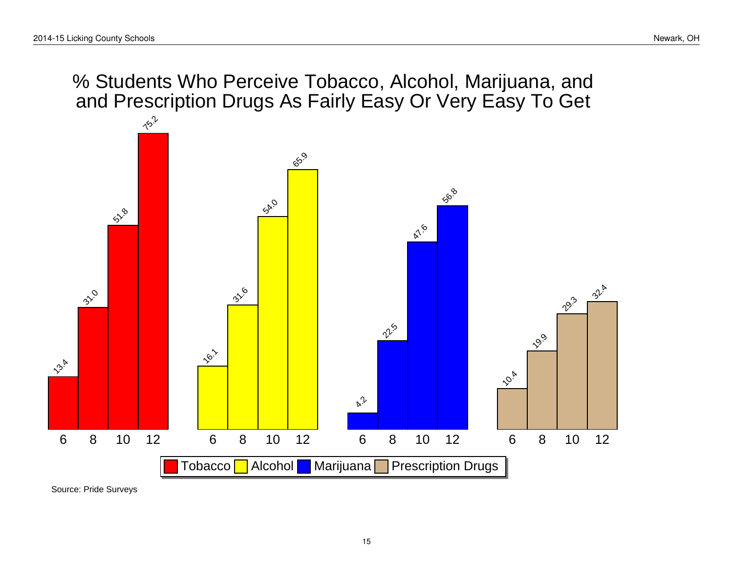# % Students Who Perceive Tobacco, Alcohol, Marijuana, and and Prescription Drugs As Fairly Easy Or Very Easy To Get

| Grade | Tobacco | Alcohol | Marijuana | Prescription Drugs |
|---|---|---|---|---|
| 6 | 13.4 | 16.1 | 4.2 | 10.4 |
| 8 | 31.0 | 31.6 | 22.5 | 19.9 |
| 10 | 51.8 | 54.0 | 47.6 | 29.3 |
| 12 | 75.2 | 65.9 | 56.8 | 32.4 |

Source: Pride Surveys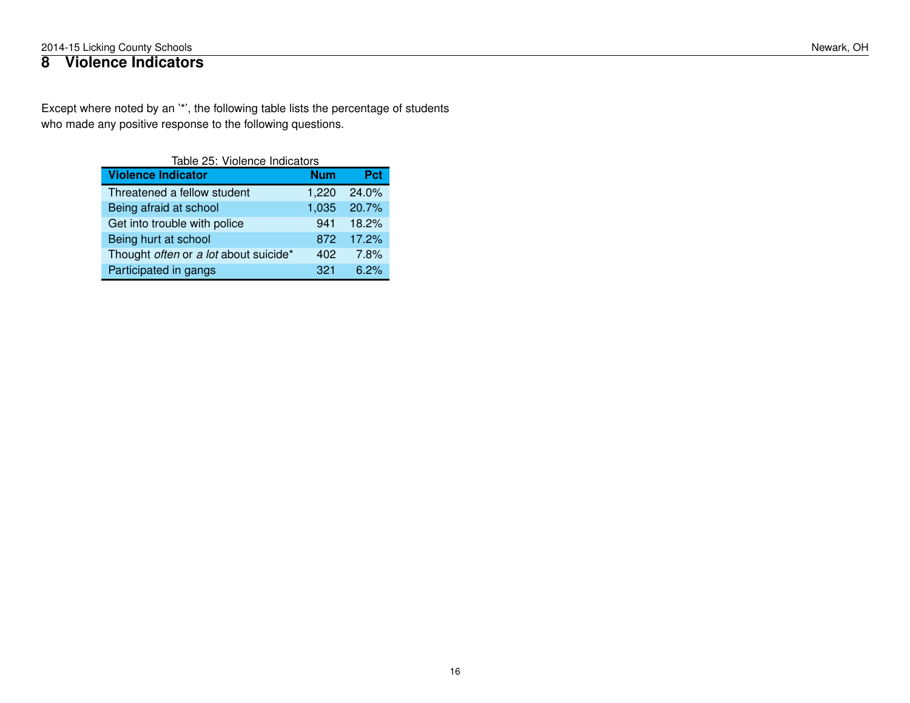# 8 Violence Indicators

Except where noted by an '*', the following table lists the percentage of students who made any positive response to the following questions.

Table 25: Violence Indicators

| Violence Indicator | Num | Pct |
|---|---|---|
| Threatened a fellow student | 1,220 | 24.0% |
| Being afraid at school | 1,035 | 20.7% |
| Get into trouble with police | 941 | 18.2% |
| Being hurt at school | 872 | 17.2% |
| Thought *often* or *a lot* about suicide* | 402 | 7.8% |
| Participated in gangs | 321 | 6.2% |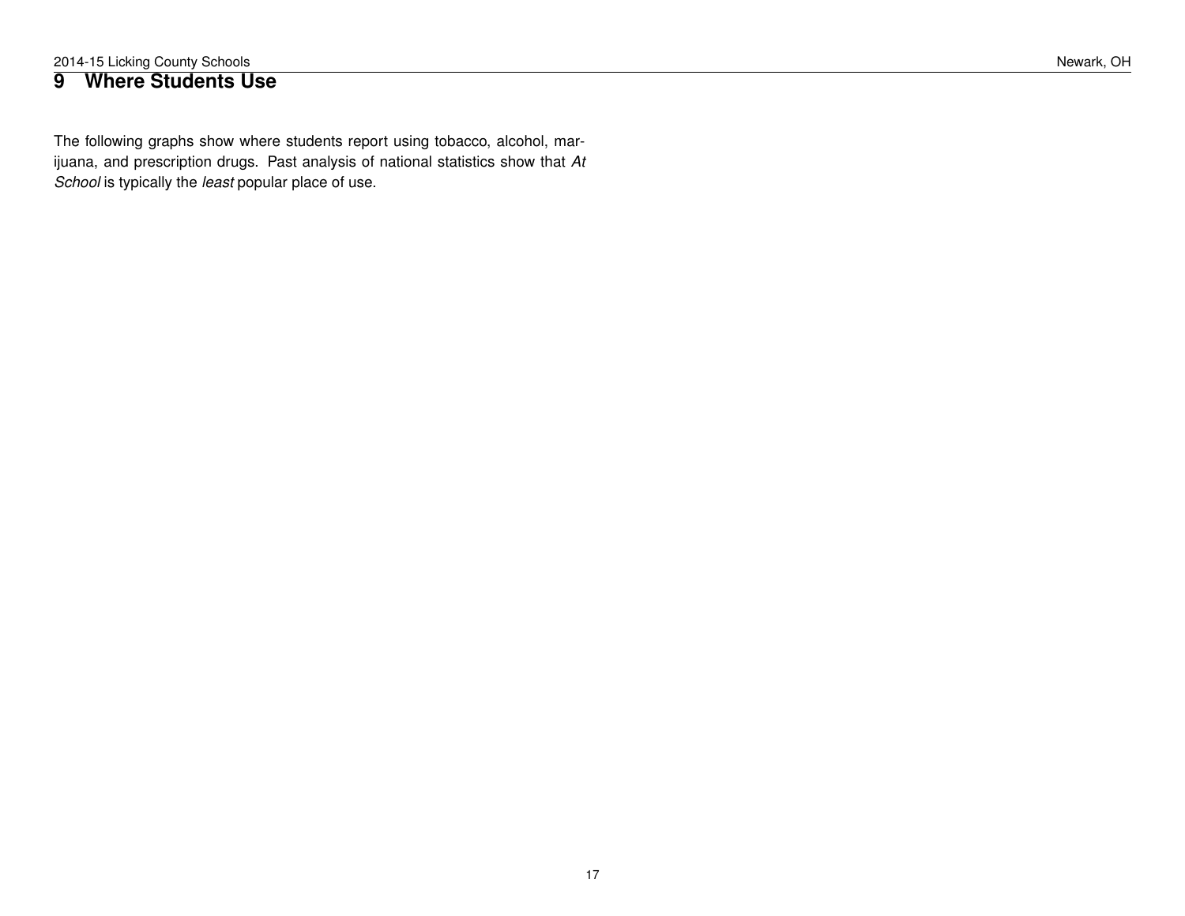# 9 Where Students Use

The following graphs show where students report using tobacco, alcohol, marijuana, and prescription drugs. Past analysis of national statistics show that *At School* is typically the *least* popular place of use.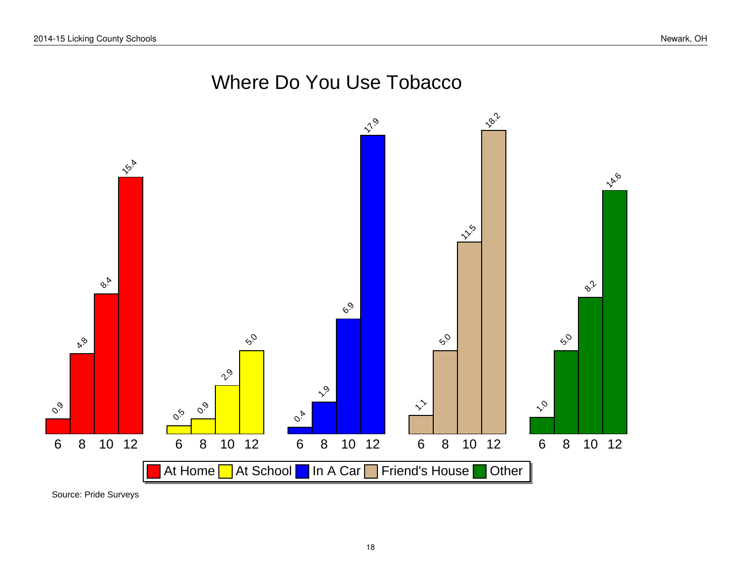# Where Do You Use Tobacco

| Grade | At Home | At School | In A Car | Friend's House | Other |
|---|---|---|---|---|---|
| 6 | 0.9 | 0.5 | 0.4 | 1.1 | 1.0 |
| 8 | 4.8 | 0.9 | 1.9 | 5.0 | 5.0 |
| 10 | 8.4 | 2.9 | 6.9 | 11.5 | 8.2 |
| 12 | 15.4 | 5.0 | 17.9 | 18.2 | 14.6 |

Source: Pride Surveys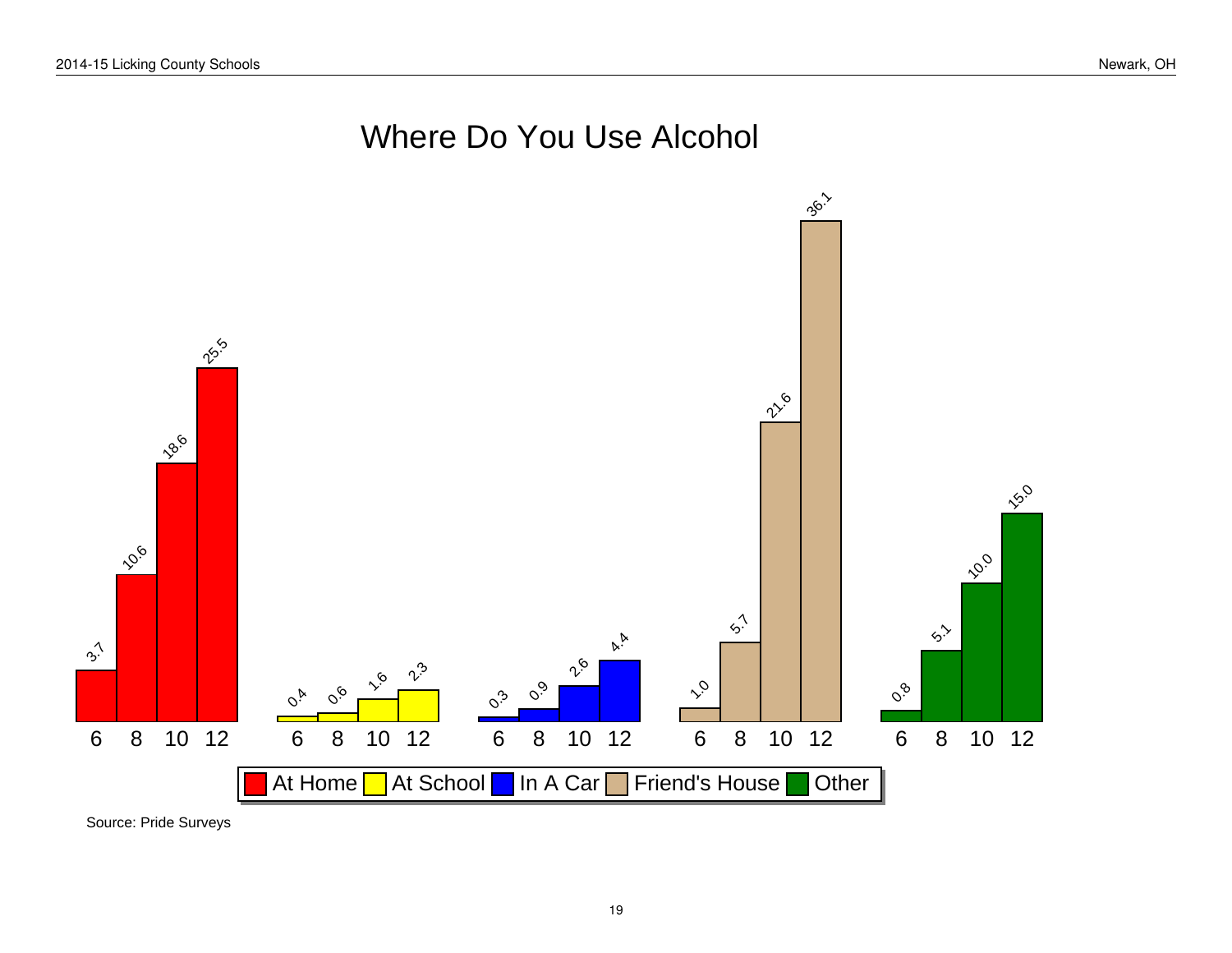# Where Do You Use Alcohol

| Grade | At Home | At School | In A Car | Friend's House | Other |
|---|---|---|---|---|---|
| 6 | 3.7 | 0.4 | 0.3 | 1.0 | 0.8 |
| 8 | 10.6 | 0.6 | 0.9 | 5.7 | 5.1 |
| 10 | 18.6 | 1.6 | 2.6 | 21.6 | 10.0 |
| 12 | 25.5 | 2.3 | 4.4 | 36.1 | 15.0 |

Source: Pride Surveys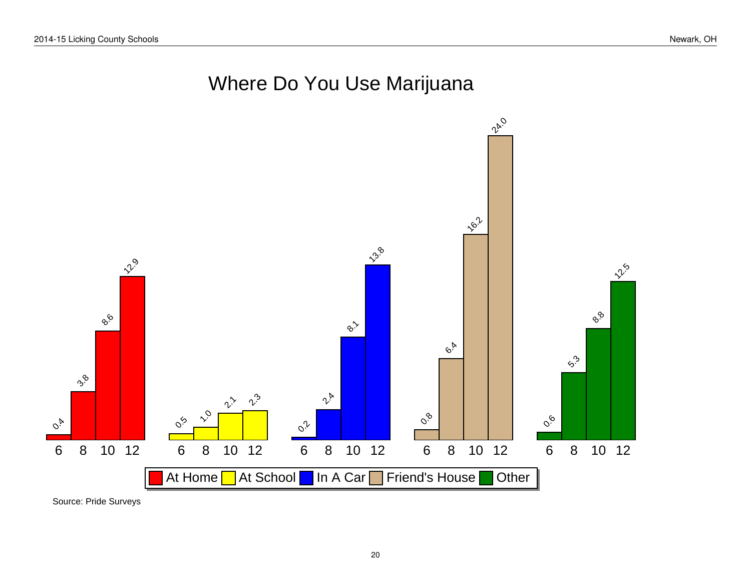# Where Do You Use Marijuana

| Grade | At Home | At School | In A Car | Friend's House | Other |
|---|---|---|---|---|---|
| 6 | 0.4 | 0.5 | 0.2 | 0.8 | 0.6 |
| 8 | 3.8 | 1.0 | 2.4 | 6.4 | 5.3 |
| 10 | 8.6 | 2.1 | 8.1 | 16.2 | 8.8 |
| 12 | 12.9 | 2.3 | 13.8 | 24.0 | 12.5 |

Source: Pride Surveys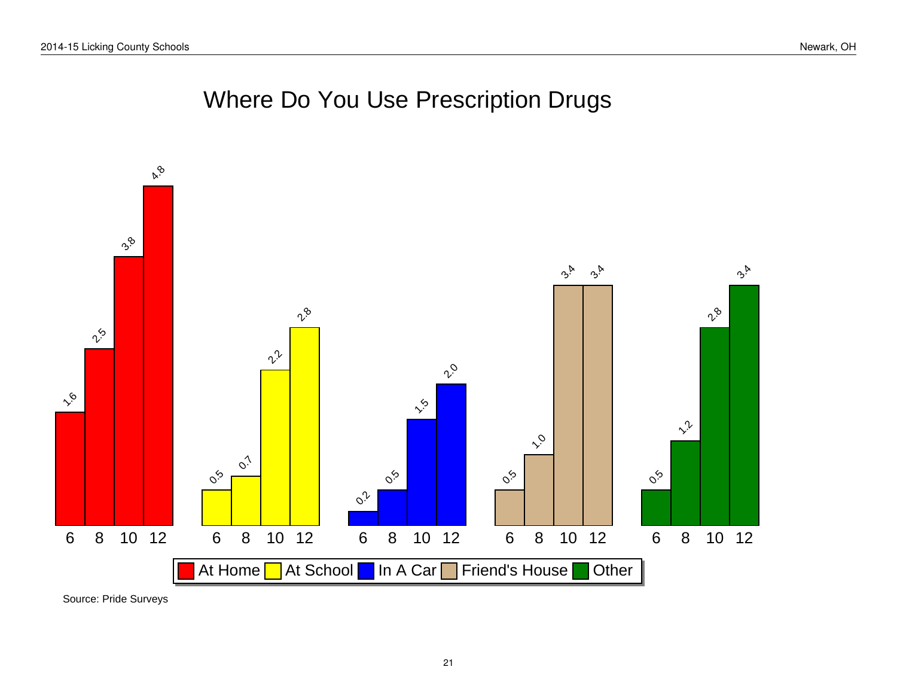# Where Do You Use Prescription Drugs

| Grade | At Home | At School | In A Car | Friend's House | Other |
|---|---|---|---|---|---|
| 6 | 1.6 | 0.5 | 0.2 | 0.5 | 0.5 |
| 8 | 2.5 | 0.7 | 0.5 | 1.0 | 1.2 |
| 10 | 3.8 | 2.2 | 1.5 | 3.4 | 2.8 |
| 12 | 4.8 | 2.8 | 2.0 | 3.4 | 3.4 |

Source: Pride Surveys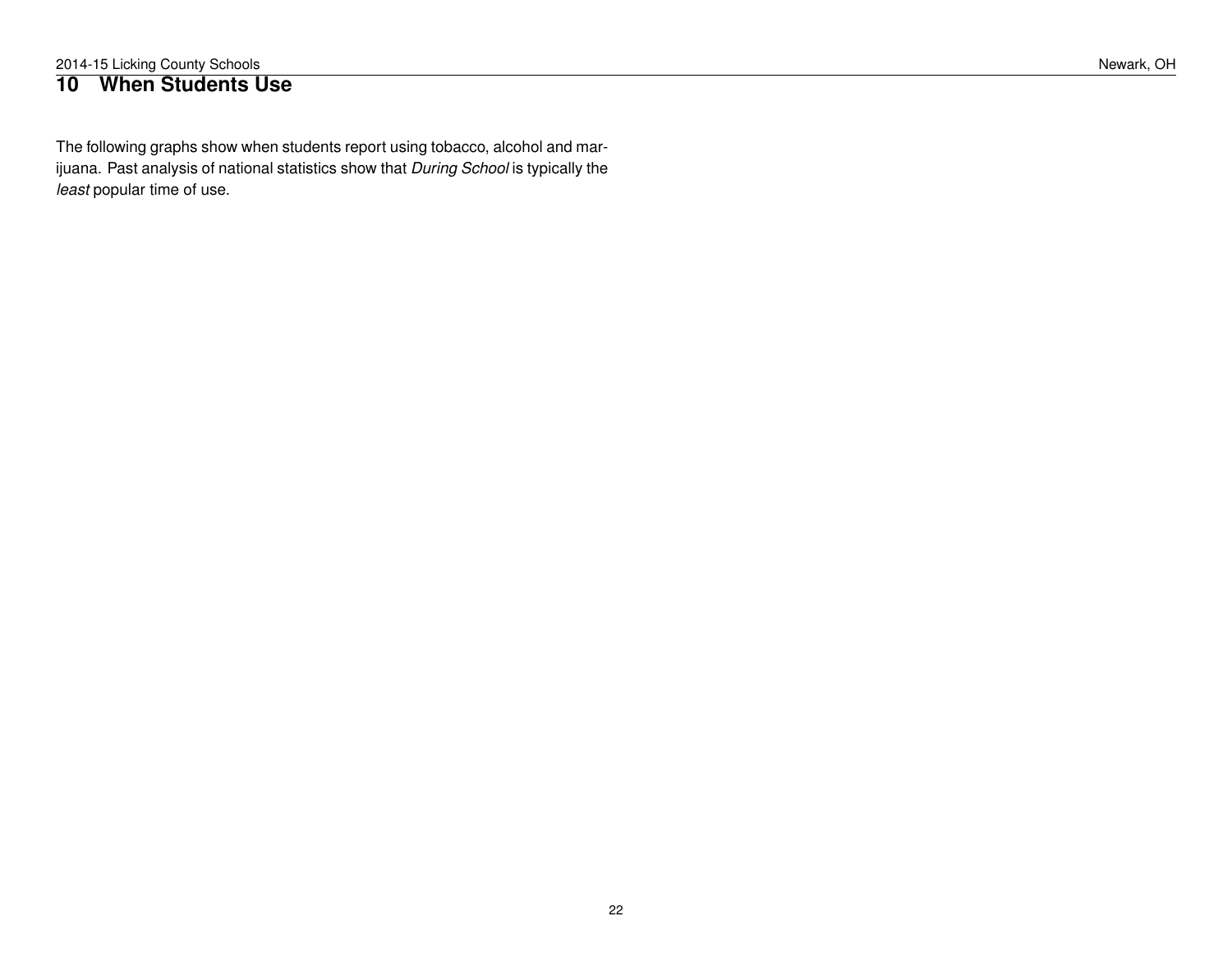# 10 When Students Use

The following graphs show when students report using tobacco, alcohol and marijuana. Past analysis of national statistics show that *During School* is typically the *least* popular time of use.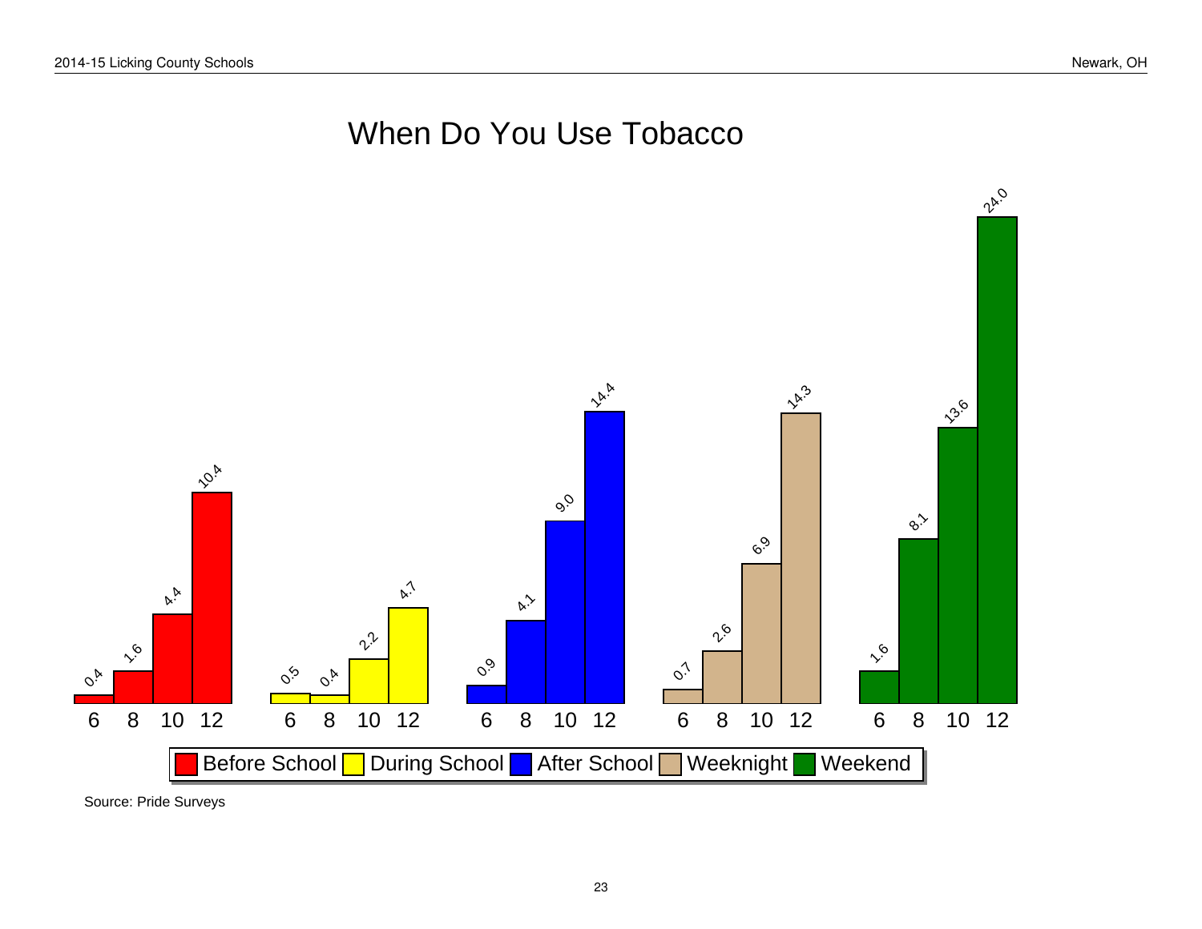# When Do You Use Tobacco

| Grade | Before School | During School | After School | Weeknight | Weekend |
|---|---|---|---|---|---|
| 6 | 0.4 | 0.5 | 0.9 | 0.7 | 1.6 |
| 8 | 1.6 | 0.4 | 4.1 | 2.6 | 8.1 |
| 10 | 4.4 | 2.2 | 9.0 | 6.9 | 13.6 |
| 12 | 10.4 | 4.7 | 14.4 | 14.3 | 24.0 |

Source: Pride Surveys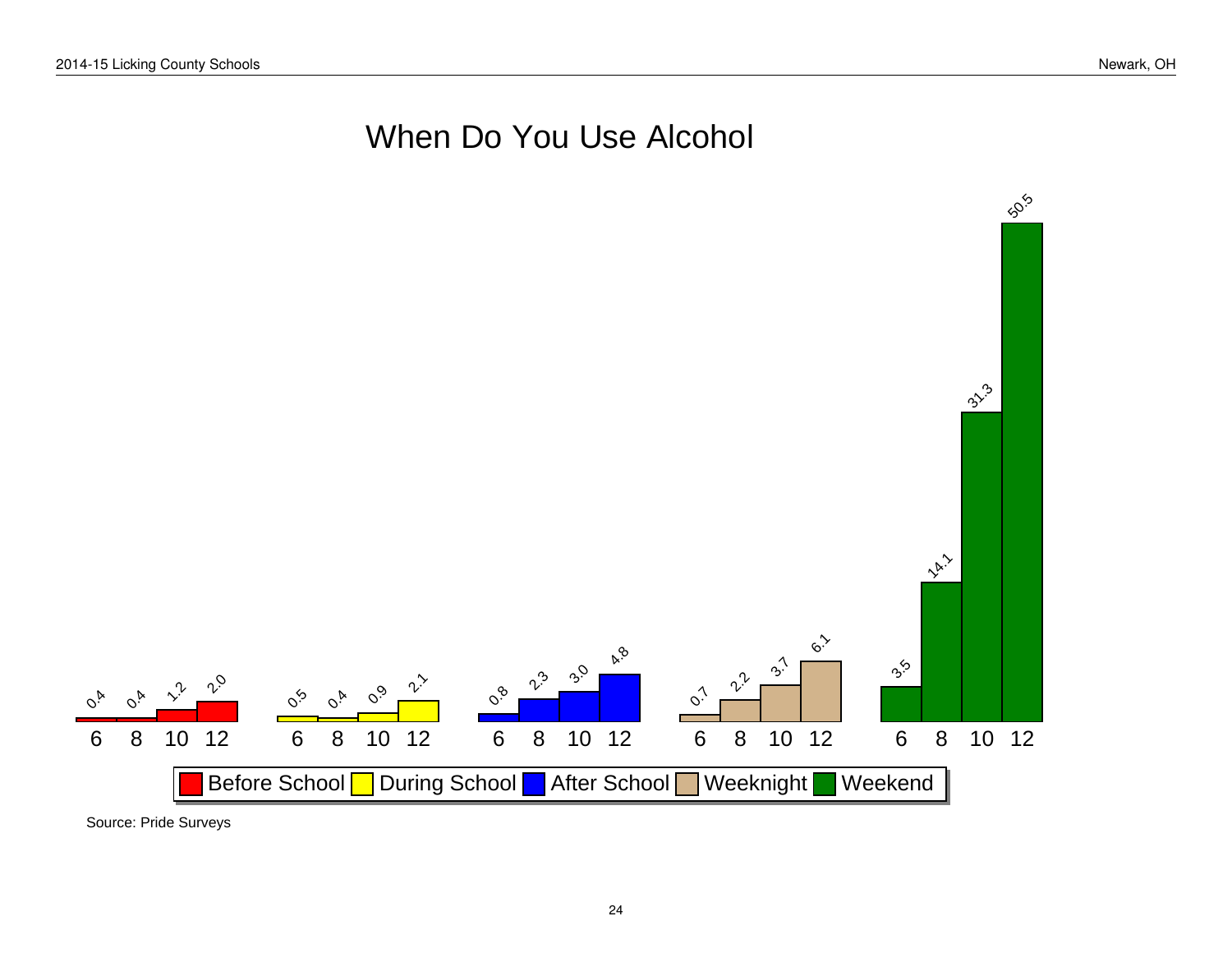# When Do You Use Alcohol

| Grade | Before School | During School | After School | Weeknight | Weekend |
|---|---|---|---|---|---|
| 6 | 0.4 | 0.5 | 0.8 | 0.7 | 3.5 |
| 8 | 0.4 | 0.4 | 2.3 | 2.2 | 14.1 |
| 10 | 1.2 | 0.9 | 3.0 | 3.7 | 31.3 |
| 12 | 2.0 | 2.1 | 4.8 | 6.1 | 50.5 |

Source: Pride Surveys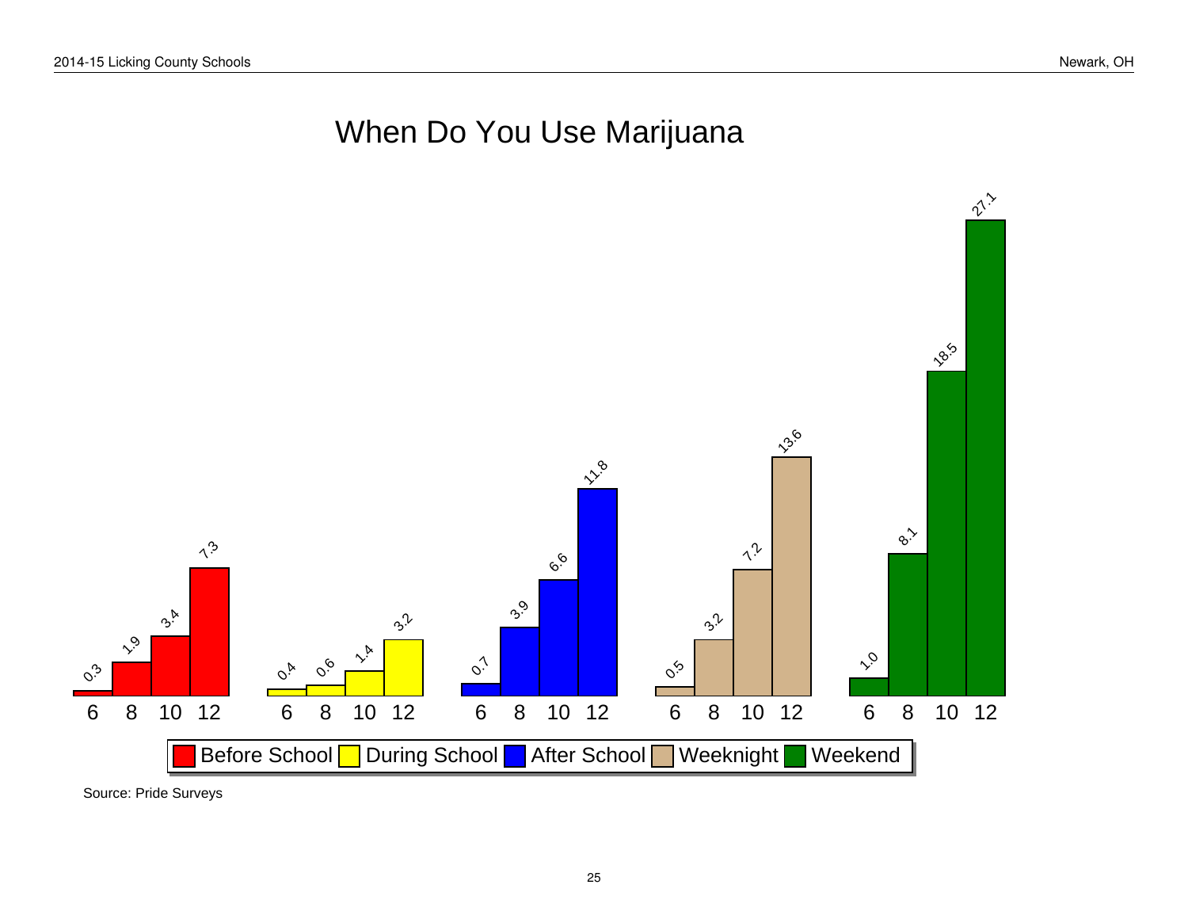# When Do You Use Marijuana

| Grade | Before School | During School | After School | Weeknight | Weekend |
|---|---|---|---|---|---|
| 6 | 0.3 | 0.4 | 0.7 | 0.5 | 1.0 |
| 8 | 1.9 | 0.6 | 3.9 | 3.2 | 8.1 |
| 10 | 3.4 | 1.4 | 6.6 | 7.2 | 18.5 |
| 12 | 7.3 | 3.2 | 11.8 | 13.6 | 27.1 |

Source: Pride Surveys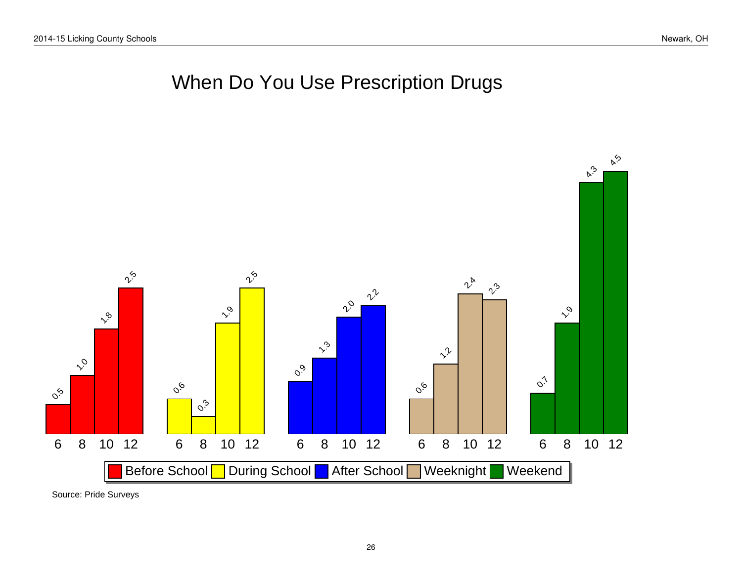# When Do You Use Prescription Drugs

| Grade | Before School | During School | After School | Weeknight | Weekend |
|---|---|---|---|---|---|
| 6 | 0.5 | 0.6 | 0.9 | 0.6 | 0.7 |
| 8 | 1.0 | 0.3 | 1.3 | 1.2 | 1.9 |
| 10 | 1.8 | 1.9 | 2.0 | 2.4 | 4.3 |
| 12 | 2.5 | 2.5 | 2.2 | 2.3 | 4.5 |

Source: Pride Surveys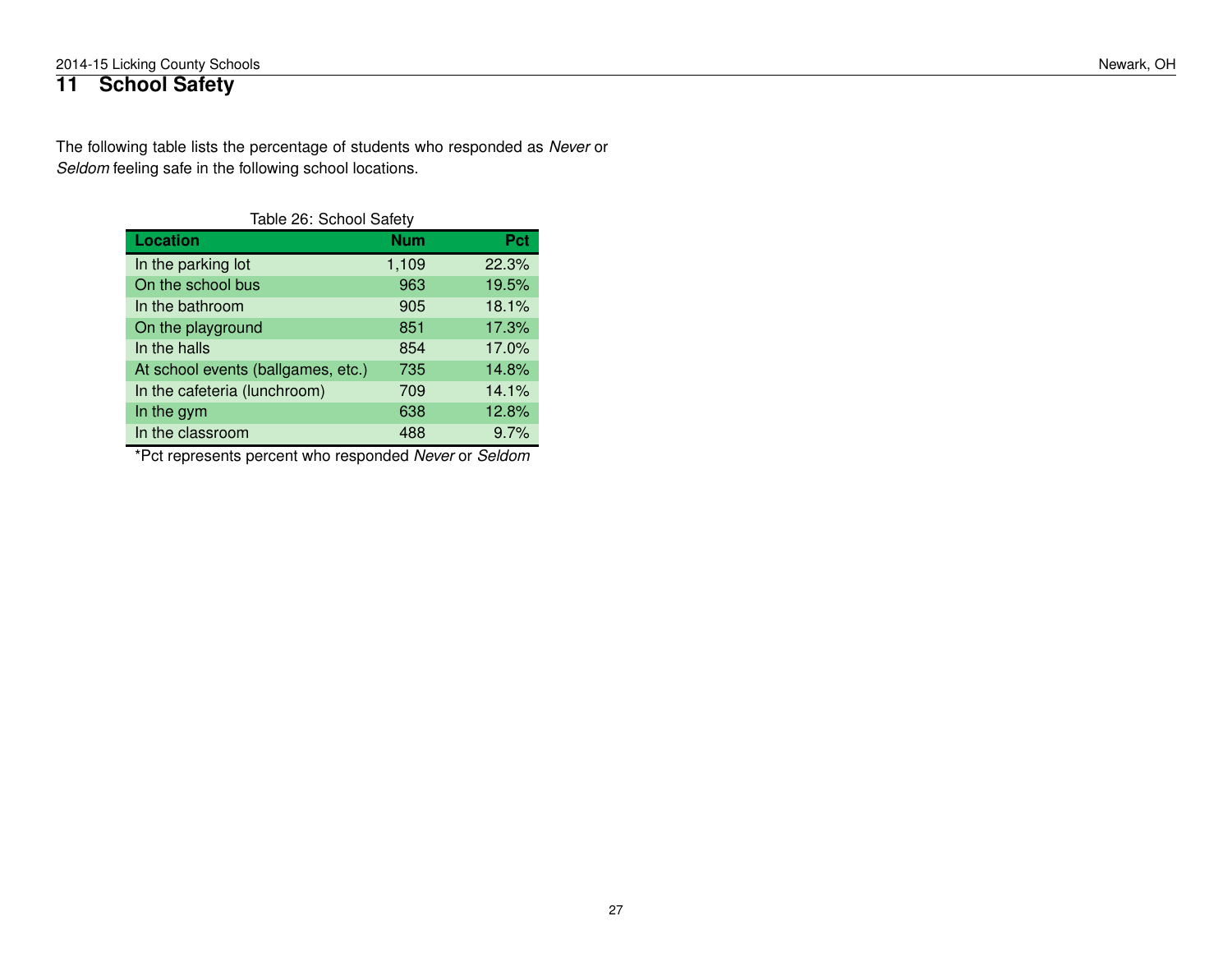## 11 School Safety

The following table lists the percentage of students who responded as *Never* or *Seldom* feeling safe in the following school locations.

Table 26: School Safety

| Location | Num | Pct |
|---|---|---|
| In the parking lot | 1,109 | 22.3% |
| On the school bus | 963 | 19.5% |
| In the bathroom | 905 | 18.1% |
| On the playground | 851 | 17.3% |
| In the halls | 854 | 17.0% |
| At school events (ballgames, etc.) | 735 | 14.8% |
| In the cafeteria (lunchroom) | 709 | 14.1% |
| In the gym | 638 | 12.8% |
| In the classroom | 488 | 9.7% |

*Pct represents percent who responded *Never* or *Seldom*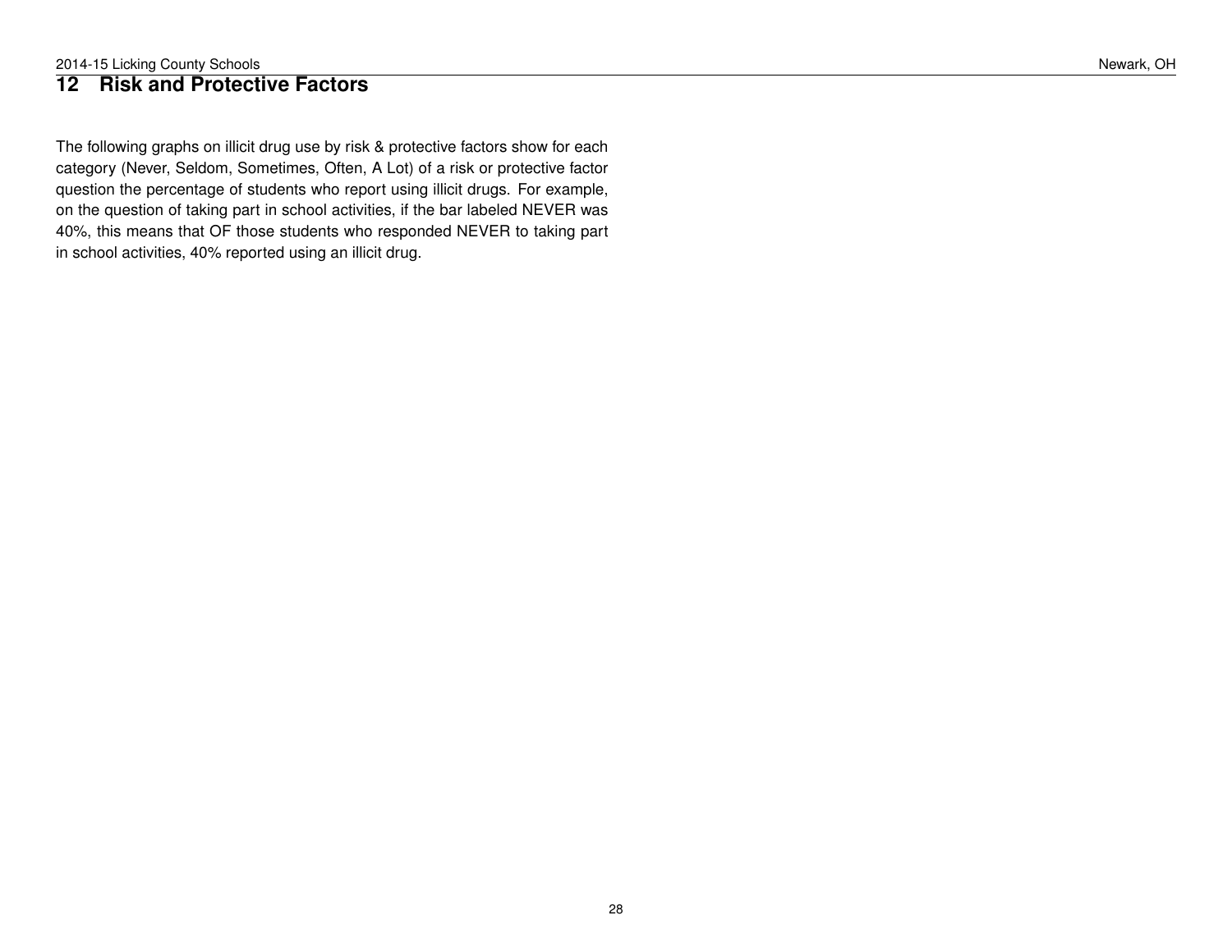# 12 Risk and Protective Factors

The following graphs on illicit drug use by risk & protective factors show for each category (Never, Seldom, Sometimes, Often, A Lot) of a risk or protective factor question the percentage of students who report using illicit drugs. For example, on the question of taking part in school activities, if the bar labeled NEVER was 40%, this means that OF those students who responded NEVER to taking part in school activities, 40% reported using an illicit drug.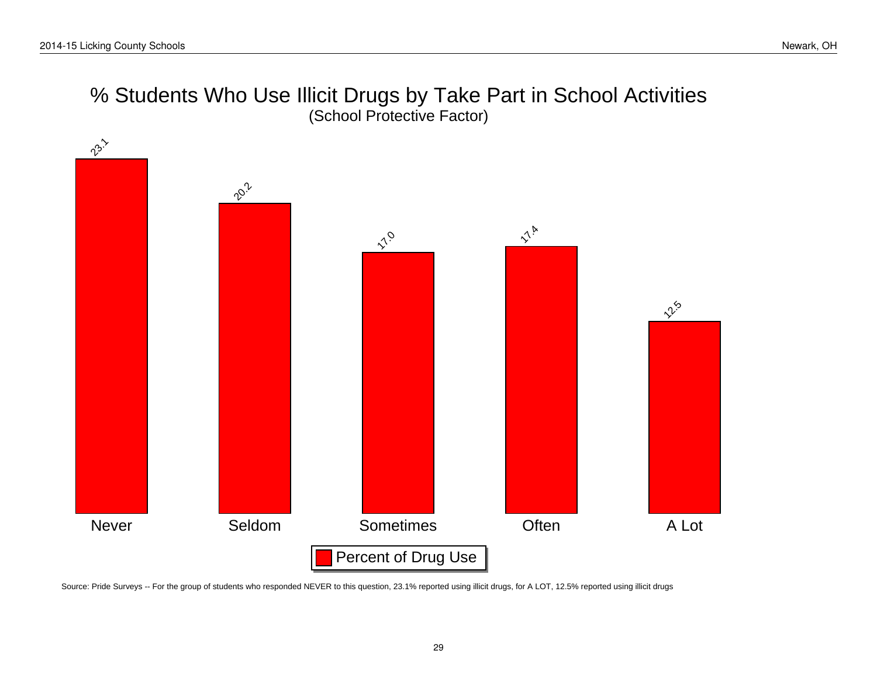# % Students Who Use Illicit Drugs by Take Part in School Activities

(School Protective Factor)

| | Never | Seldom | Sometimes | Often | A Lot |
|---|---|---|---|---|---|
| Percent of Drug Use | 23.1 | 20.2 | 17.0 | 17.4 | 12.5 |

Source: Pride Surveys -- For the group of students who responded NEVER to this question, 23.1% reported using illicit drugs, for A LOT, 12.5% reported using illicit drugs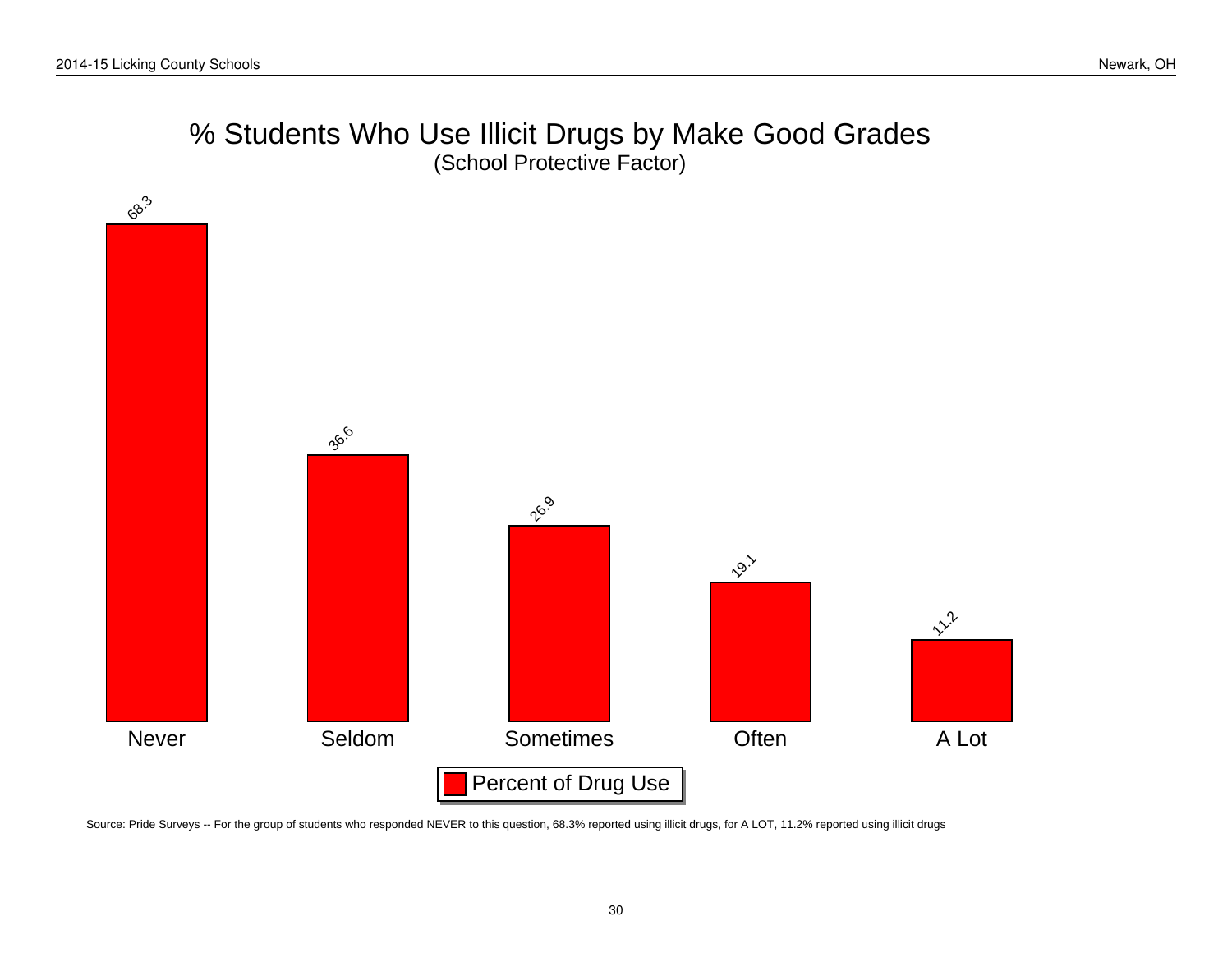# % Students Who Use Illicit Drugs by Make Good Grades

(School Protective Factor)

| Response | Percent of Drug Use |
|---|---|
| Never | 68.3 |
| Seldom | 36.6 |
| Sometimes | 26.9 |
| Often | 19.1 |
| A Lot | 11.2 |

Source: Pride Surveys -- For the group of students who responded NEVER to this question, 68.3% reported using illicit drugs, for A LOT, 11.2% reported using illicit drugs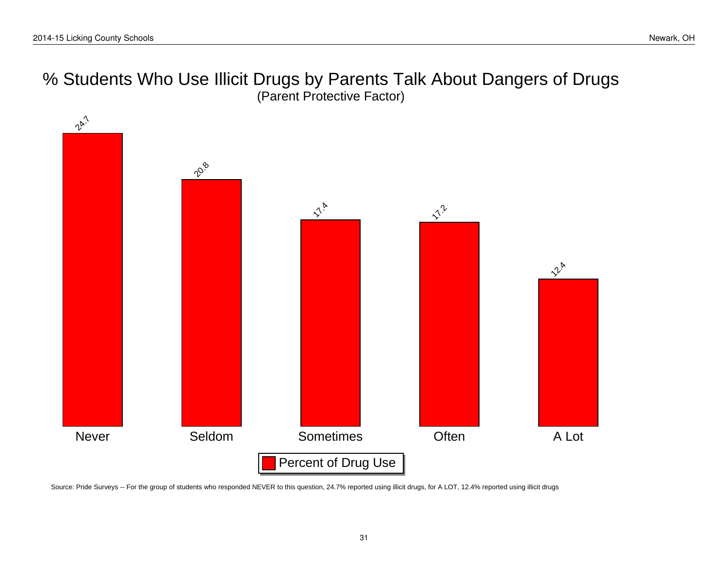# % Students Who Use Illicit Drugs by Parents Talk About Dangers of Drugs

(Parent Protective Factor)

| | Never | Seldom | Sometimes | Often | A Lot |
|---|---|---|---|---|---|
| Percent of Drug Use | 24.7 | 20.8 | 17.4 | 17.2 | 12.4 |

Source: Pride Surveys -- For the group of students who responded NEVER to this question, 24.7% reported using illicit drugs, for A LOT, 12.4% reported using illicit drugs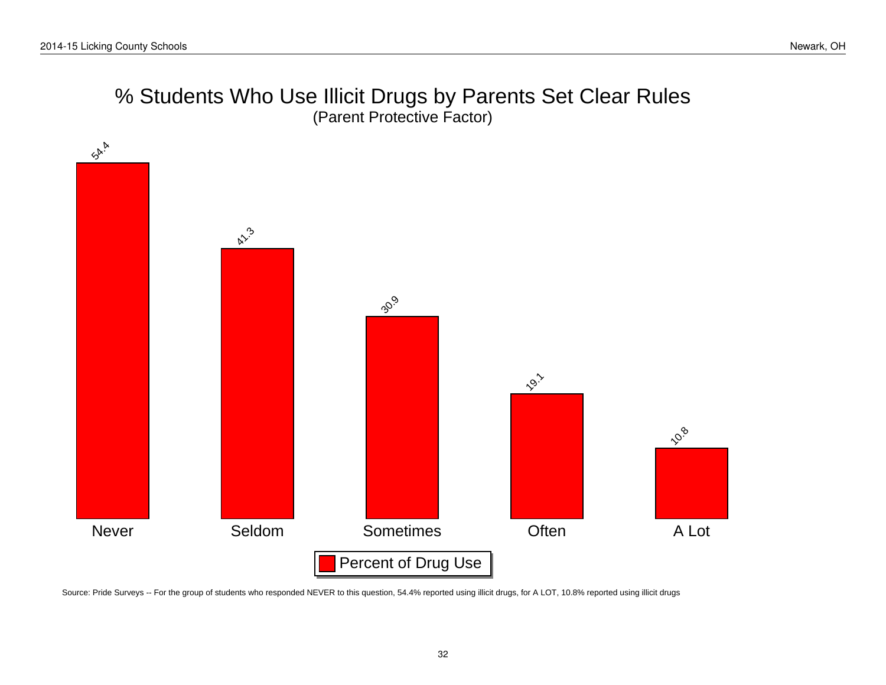# % Students Who Use Illicit Drugs by Parents Set Clear Rules

(Parent Protective Factor)

| Parents Set Clear Rules | Percent of Drug Use |
|---|---|
| Never | 54.4 |
| Seldom | 41.3 |
| Sometimes | 30.9 |
| Often | 19.1 |
| A Lot | 10.8 |

Source: Pride Surveys -- For the group of students who responded NEVER to this question, 54.4% reported using illicit drugs, for A LOT, 10.8% reported using illicit drugs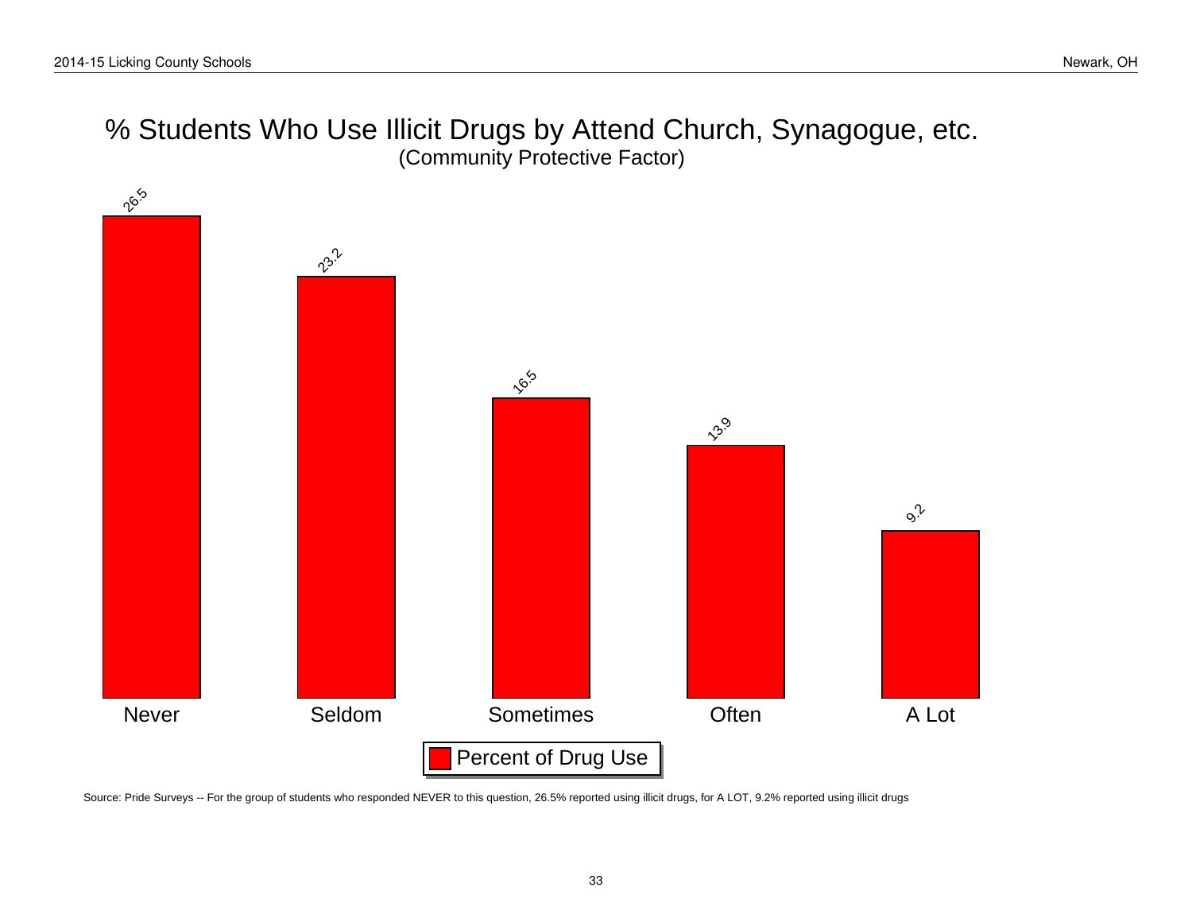# % Students Who Use Illicit Drugs by Attend Church, Synagogue, etc.

(Community Protective Factor)

| | Never | Seldom | Sometimes | Often | A Lot |
|---|---|---|---|---|---|
| Percent of Drug Use | 26.5 | 23.2 | 16.5 | 13.9 | 9.2 |

Source: Pride Surveys -- For the group of students who responded NEVER to this question, 26.5% reported using illicit drugs, for A LOT, 9.2% reported using illicit drugs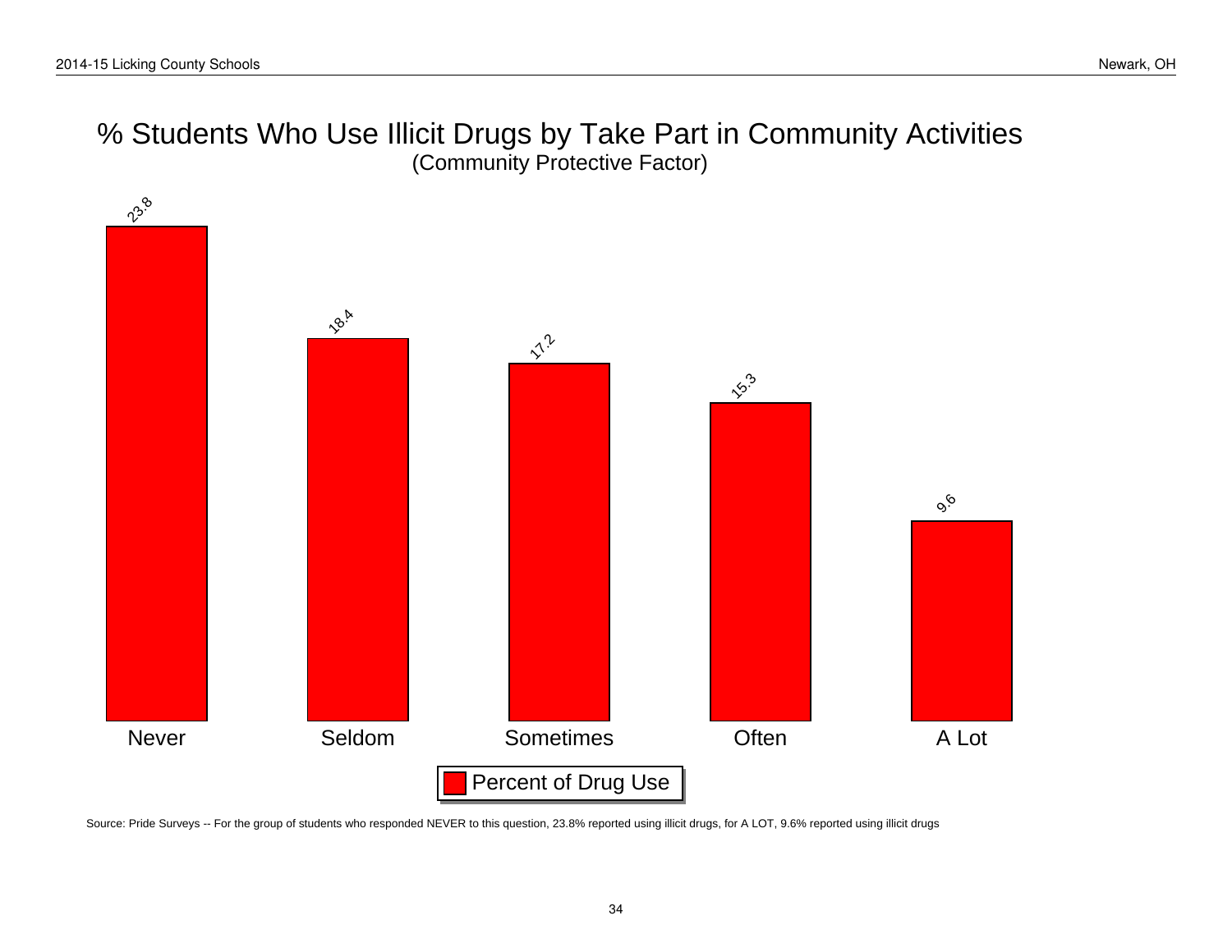# % Students Who Use Illicit Drugs by Take Part in Community Activities

(Community Protective Factor)

| Response | Percent of Drug Use |
|---|---|
| Never | 23.8 |
| Seldom | 18.4 |
| Sometimes | 17.2 |
| Often | 15.3 |
| A Lot | 9.6 |

Source: Pride Surveys -- For the group of students who responded NEVER to this question, 23.8% reported using illicit drugs, for A LOT, 9.6% reported using illicit drugs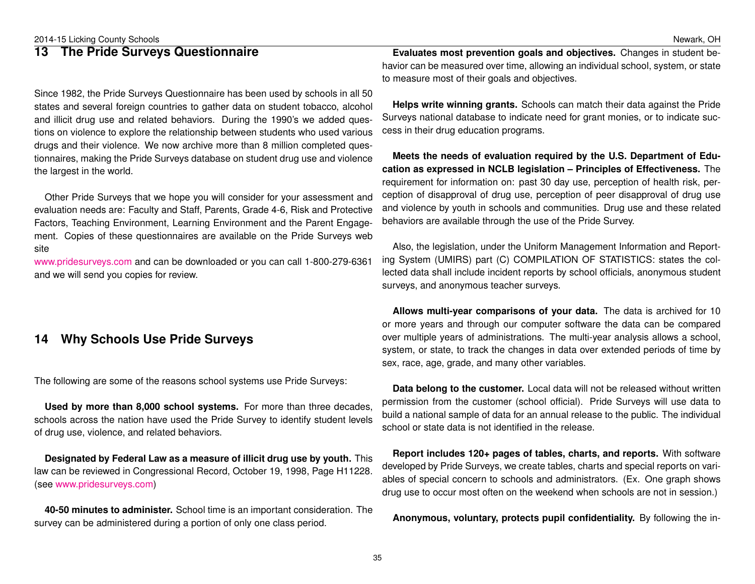## 13 The Pride Surveys Questionnaire

Since 1982, the Pride Surveys Questionnaire has been used by schools in all 50 states and several foreign countries to gather data on student tobacco, alcohol and illicit drug use and related behaviors. During the 1990's we added questions on violence to explore the relationship between students who used various drugs and their violence. We now archive more than 8 million completed questionnaires, making the Pride Surveys database on student drug use and violence the largest in the world.

Other Pride Surveys that we hope you will consider for your assessment and evaluation needs are: Faculty and Staff, Parents, Grade 4-6, Risk and Protective Factors, Teaching Environment, Learning Environment and the Parent Engagement. Copies of these questionnaires are available on the Pride Surveys web site
www.pridesurveys.com and can be downloaded or you can call 1-800-279-6361 and we will send you copies for review.

## 14 Why Schools Use Pride Surveys

The following are some of the reasons school systems use Pride Surveys:

**Used by more than 8,000 school systems.** For more than three decades, schools across the nation have used the Pride Survey to identify student levels of drug use, violence, and related behaviors.

**Designated by Federal Law as a measure of illicit drug use by youth.** This law can be reviewed in Congressional Record, October 19, 1998, Page H11228. (see www.pridesurveys.com)

**40-50 minutes to administer.** School time is an important consideration. The survey can be administered during a portion of only one class period.

**Evaluates most prevention goals and objectives.** Changes in student behavior can be measured over time, allowing an individual school, system, or state to measure most of their goals and objectives.

**Helps write winning grants.** Schools can match their data against the Pride Surveys national database to indicate need for grant monies, or to indicate success in their drug education programs.

**Meets the needs of evaluation required by the U.S. Department of Education as expressed in NCLB legislation – Principles of Effectiveness.** The requirement for information on: past 30 day use, perception of health risk, perception of disapproval of drug use, perception of peer disapproval of drug use and violence by youth in schools and communities. Drug use and these related behaviors are available through the use of the Pride Survey.

Also, the legislation, under the Uniform Management Information and Reporting System (UMIRS) part (C) COMPILATION OF STATISTICS: states the collected data shall include incident reports by school officials, anonymous student surveys, and anonymous teacher surveys.

**Allows multi-year comparisons of your data.** The data is archived for 10 or more years and through our computer software the data can be compared over multiple years of administrations. The multi-year analysis allows a school, system, or state, to track the changes in data over extended periods of time by sex, race, age, grade, and many other variables.

**Data belong to the customer.** Local data will not be released without written permission from the customer (school official). Pride Surveys will use data to build a national sample of data for an annual release to the public. The individual school or state data is not identified in the release.

**Report includes 120+ pages of tables, charts, and reports.** With software developed by Pride Surveys, we create tables, charts and special reports on variables of special concern to schools and administrators. (Ex. One graph shows drug use to occur most often on the weekend when schools are not in session.)

**Anonymous, voluntary, protects pupil confidentiality.** By following the in-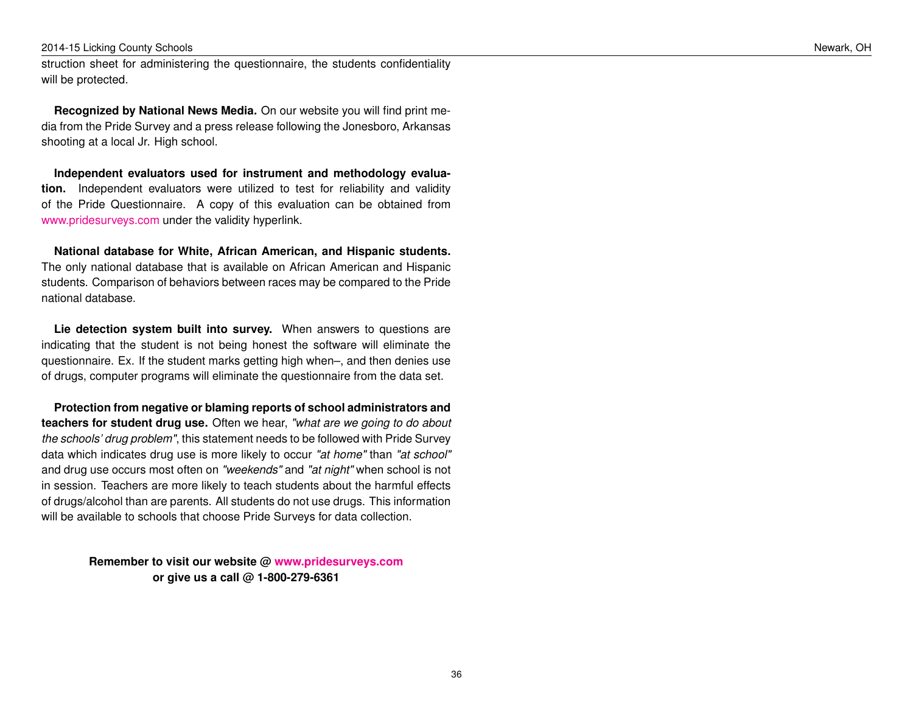struction sheet for administering the questionnaire, the students confidentiality will be protected.

**Recognized by National News Media.** On our website you will find print media from the Pride Survey and a press release following the Jonesboro, Arkansas shooting at a local Jr. High school.

**Independent evaluators used for instrument and methodology evaluation.** Independent evaluators were utilized to test for reliability and validity of the Pride Questionnaire. A copy of this evaluation can be obtained from www.pridesurveys.com under the validity hyperlink.

**National database for White, African American, and Hispanic students.** The only national database that is available on African American and Hispanic students. Comparison of behaviors between races may be compared to the Pride national database.

**Lie detection system built into survey.** When answers to questions are indicating that the student is not being honest the software will eliminate the questionnaire. Ex. If the student marks getting high when–, and then denies use of drugs, computer programs will eliminate the questionnaire from the data set.

**Protection from negative or blaming reports of school administrators and teachers for student drug use.** Often we hear, *"what are we going to do about the schools' drug problem"*, this statement needs to be followed with Pride Survey data which indicates drug use is more likely to occur *"at home"* than *"at school"* and drug use occurs most often on *"weekends"* and *"at night"* when school is not in session. Teachers are more likely to teach students about the harmful effects of drugs/alcohol than are parents. All students do not use drugs. This information will be available to schools that choose Pride Surveys for data collection.

**Remember to visit our website @ www.pridesurveys.com**
**or give us a call @ 1-800-279-6361**